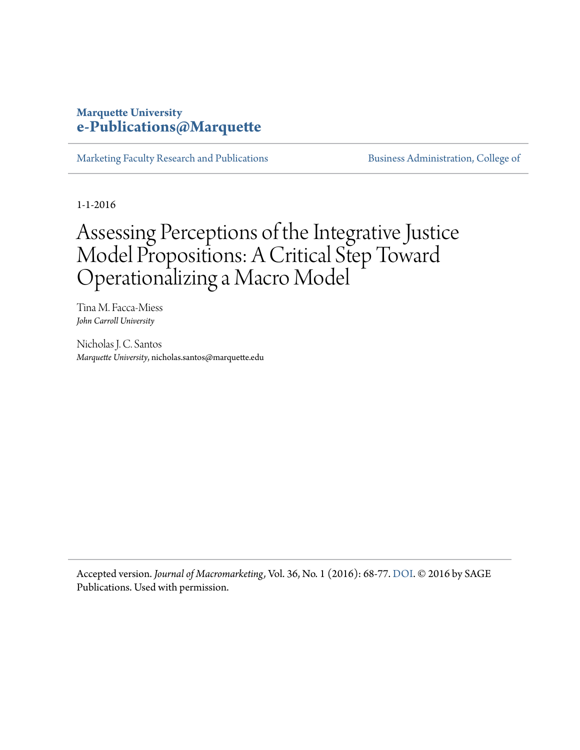**Marquette University**
**e-Publications@Marquette**

Marketing Faculty Research and Publications | Business Administration, College of

1-1-2016

# Assessing Perceptions of the Integrative Justice Model Propositions: A Critical Step Toward Operationalizing a Macro Model

Tina M. Facca-Miess
*John Carroll University*

Nicholas J. C. Santos
*Marquette University*, nicholas.santos@marquette.edu

Accepted version. *Journal of Macromarketing*, Vol. 36, No. 1 (2016): 68-77. DOI. © 2016 by SAGE Publications. Used with permission.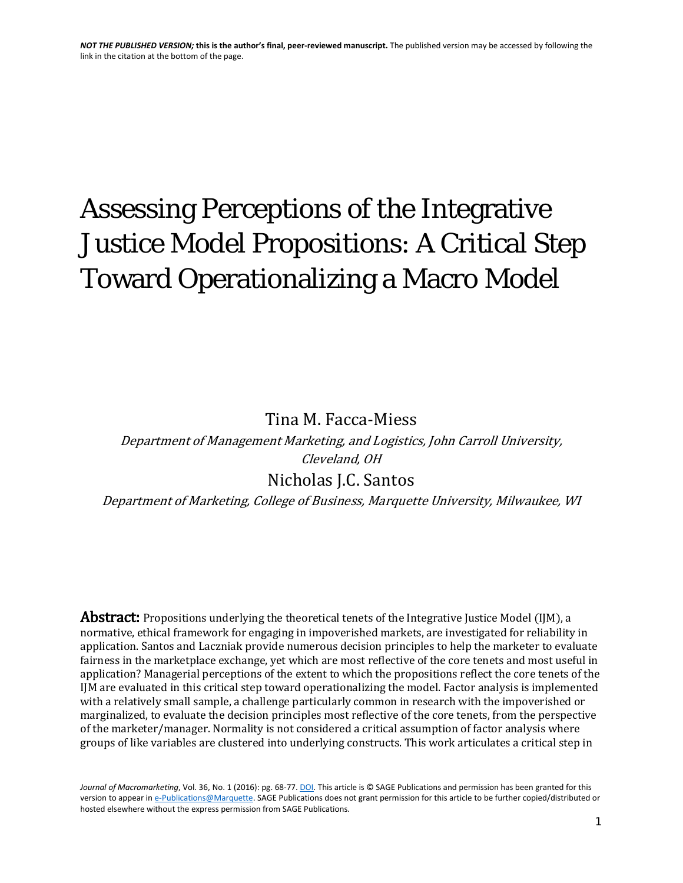*NOT THE PUBLISHED VERSION;* **this is the author's final, peer-reviewed manuscript.** The published version may be accessed by following the link in the citation at the bottom of the page.

# Assessing Perceptions of the Integrative Justice Model Propositions: A Critical Step Toward Operationalizing a Macro Model

Tina M. Facca-Miess

*Department of Management Marketing, and Logistics, John Carroll University, Cleveland, OH*

Nicholas J.C. Santos

*Department of Marketing, College of Business, Marquette University, Milwaukee, WI*

**Abstract:** Propositions underlying the theoretical tenets of the Integrative Justice Model (IJM), a normative, ethical framework for engaging in impoverished markets, are investigated for reliability in application. Santos and Laczniak provide numerous decision principles to help the marketer to evaluate fairness in the marketplace exchange, yet which are most reflective of the core tenets and most useful in application? Managerial perceptions of the extent to which the propositions reflect the core tenets of the IJM are evaluated in this critical step toward operationalizing the model. Factor analysis is implemented with a relatively small sample, a challenge particularly common in research with the impoverished or marginalized, to evaluate the decision principles most reflective of the core tenets, from the perspective of the marketer/manager. Normality is not considered a critical assumption of factor analysis where groups of like variables are clustered into underlying constructs. This work articulates a critical step in

*Journal of Macromarketing*, Vol. 36, No. 1 (2016): pg. 68-77. DOI. This article is © SAGE Publications and permission has been granted for this version to appear in e-Publications@Marquette. SAGE Publications does not grant permission for this article to be further copied/distributed or hosted elsewhere without the express permission from SAGE Publications.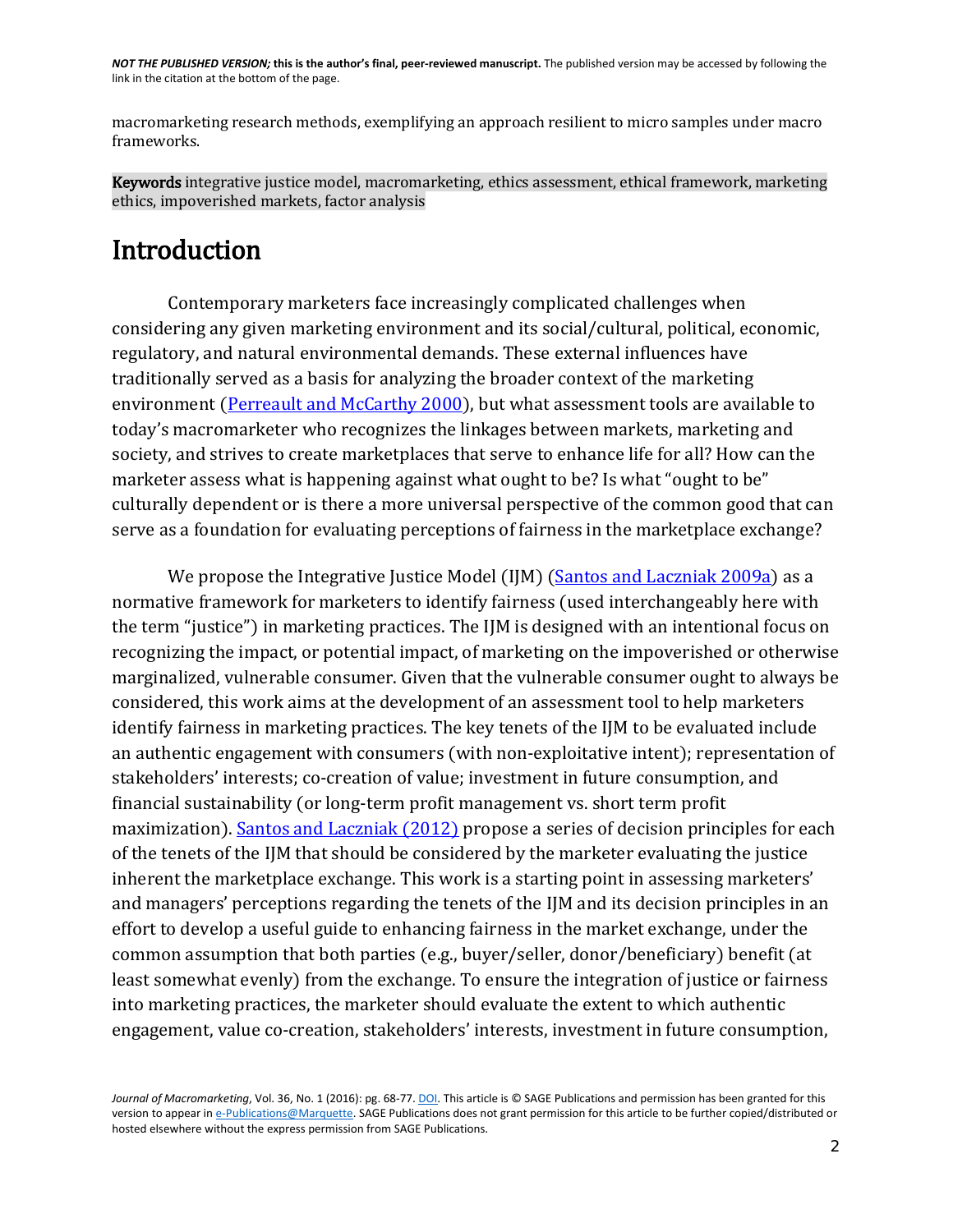macromarketing research methods, exemplifying an approach resilient to micro samples under macro frameworks.

**Keywords** integrative justice model, macromarketing, ethics assessment, ethical framework, marketing ethics, impoverished markets, factor analysis

# Introduction

Contemporary marketers face increasingly complicated challenges when considering any given marketing environment and its social/cultural, political, economic, regulatory, and natural environmental demands. These external influences have traditionally served as a basis for analyzing the broader context of the marketing environment (Perreault and McCarthy 2000), but what assessment tools are available to today's macromarketer who recognizes the linkages between markets, marketing and society, and strives to create marketplaces that serve to enhance life for all? How can the marketer assess what is happening against what ought to be? Is what "ought to be" culturally dependent or is there a more universal perspective of the common good that can serve as a foundation for evaluating perceptions of fairness in the marketplace exchange?

We propose the Integrative Justice Model (IJM) (Santos and Laczniak 2009a) as a normative framework for marketers to identify fairness (used interchangeably here with the term "justice") in marketing practices. The IJM is designed with an intentional focus on recognizing the impact, or potential impact, of marketing on the impoverished or otherwise marginalized, vulnerable consumer. Given that the vulnerable consumer ought to always be considered, this work aims at the development of an assessment tool to help marketers identify fairness in marketing practices. The key tenets of the IJM to be evaluated include an authentic engagement with consumers (with non-exploitative intent); representation of stakeholders' interests; co-creation of value; investment in future consumption, and financial sustainability (or long-term profit management vs. short term profit maximization). Santos and Laczniak (2012) propose a series of decision principles for each of the tenets of the IJM that should be considered by the marketer evaluating the justice inherent the marketplace exchange. This work is a starting point in assessing marketers' and managers' perceptions regarding the tenets of the IJM and its decision principles in an effort to develop a useful guide to enhancing fairness in the market exchange, under the common assumption that both parties (e.g., buyer/seller, donor/beneficiary) benefit (at least somewhat evenly) from the exchange. To ensure the integration of justice or fairness into marketing practices, the marketer should evaluate the extent to which authentic engagement, value co-creation, stakeholders' interests, investment in future consumption,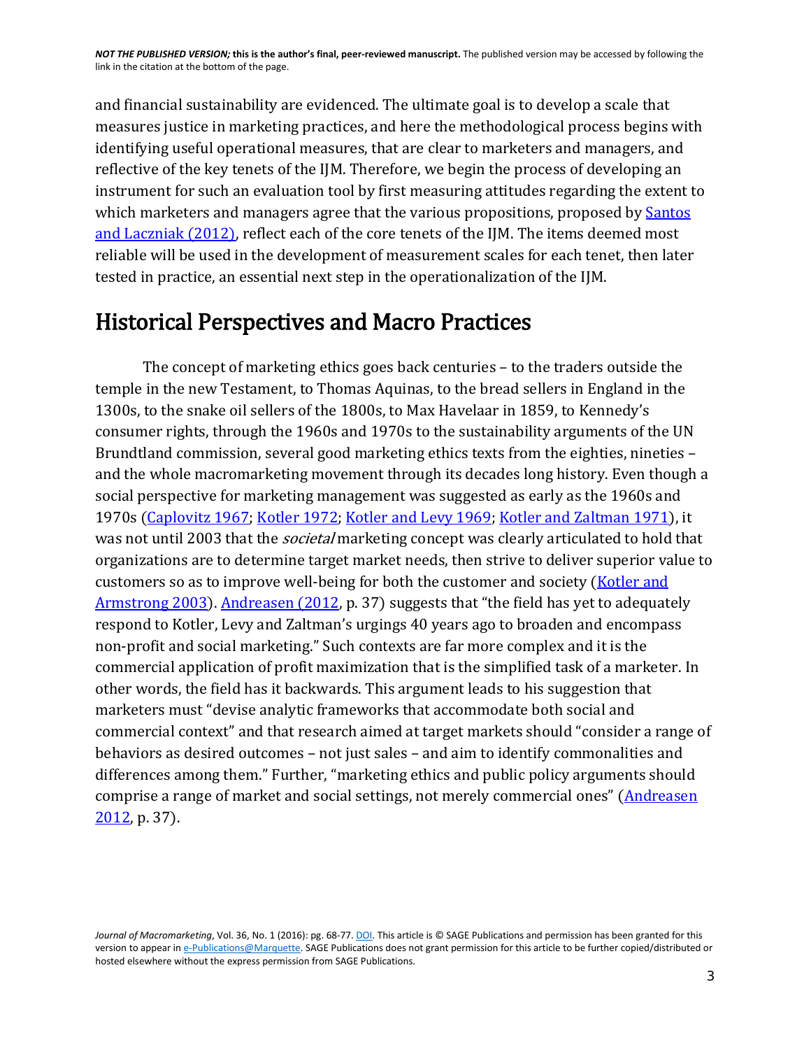and financial sustainability are evidenced. The ultimate goal is to develop a scale that measures justice in marketing practices, and here the methodological process begins with identifying useful operational measures, that are clear to marketers and managers, and reflective of the key tenets of the IJM. Therefore, we begin the process of developing an instrument for such an evaluation tool by first measuring attitudes regarding the extent to which marketers and managers agree that the various propositions, proposed by Santos and Laczniak (2012), reflect each of the core tenets of the IJM. The items deemed most reliable will be used in the development of measurement scales for each tenet, then later tested in practice, an essential next step in the operationalization of the IJM.

## Historical Perspectives and Macro Practices

The concept of marketing ethics goes back centuries – to the traders outside the temple in the new Testament, to Thomas Aquinas, to the bread sellers in England in the 1300s, to the snake oil sellers of the 1800s, to Max Havelaar in 1859, to Kennedy's consumer rights, through the 1960s and 1970s to the sustainability arguments of the UN Brundtland commission, several good marketing ethics texts from the eighties, nineties – and the whole macromarketing movement through its decades long history. Even though a social perspective for marketing management was suggested as early as the 1960s and 1970s (Caplovitz 1967; Kotler 1972; Kotler and Levy 1969; Kotler and Zaltman 1971), it was not until 2003 that the *societal* marketing concept was clearly articulated to hold that organizations are to determine target market needs, then strive to deliver superior value to customers so as to improve well-being for both the customer and society (Kotler and Armstrong 2003). Andreasen (2012, p. 37) suggests that "the field has yet to adequately respond to Kotler, Levy and Zaltman's urgings 40 years ago to broaden and encompass non-profit and social marketing." Such contexts are far more complex and it is the commercial application of profit maximization that is the simplified task of a marketer. In other words, the field has it backwards. This argument leads to his suggestion that marketers must "devise analytic frameworks that accommodate both social and commercial context" and that research aimed at target markets should "consider a range of behaviors as desired outcomes – not just sales – and aim to identify commonalities and differences among them." Further, "marketing ethics and public policy arguments should comprise a range of market and social settings, not merely commercial ones" (Andreasen 2012, p. 37).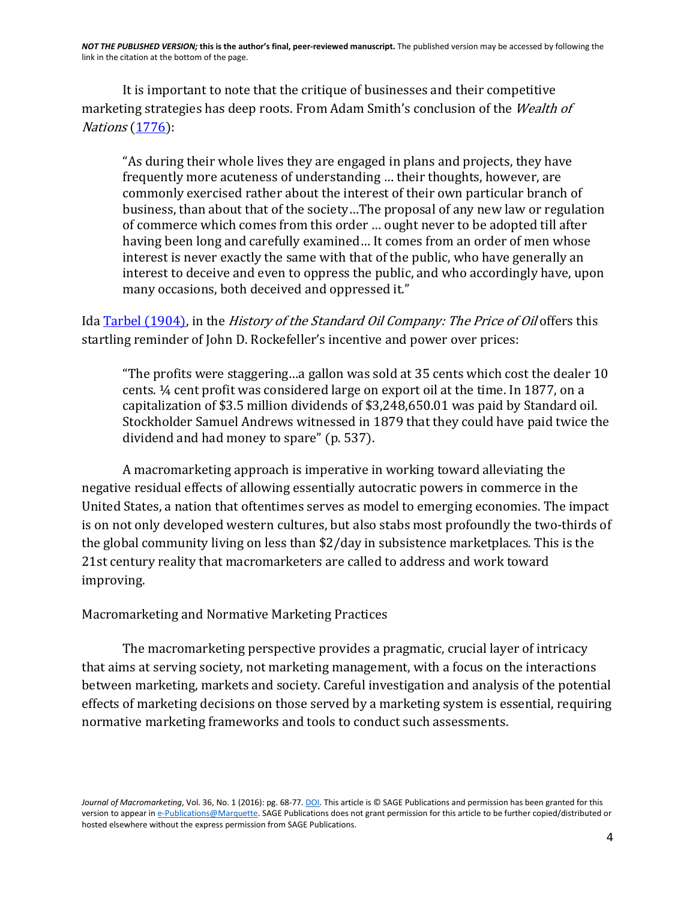It is important to note that the critique of businesses and their competitive marketing strategies has deep roots. From Adam Smith's conclusion of the *Wealth of Nations* (1776):

> "As during their whole lives they are engaged in plans and projects, they have frequently more acuteness of understanding … their thoughts, however, are commonly exercised rather about the interest of their own particular branch of business, than about that of the society…The proposal of any new law or regulation of commerce which comes from this order … ought never to be adopted till after having been long and carefully examined… It comes from an order of men whose interest is never exactly the same with that of the public, who have generally an interest to deceive and even to oppress the public, and who accordingly have, upon many occasions, both deceived and oppressed it."

Ida Tarbel (1904), in the *History of the Standard Oil Company: The Price of Oil* offers this startling reminder of John D. Rockefeller's incentive and power over prices:

> "The profits were staggering…a gallon was sold at 35 cents which cost the dealer 10 cents. ¼ cent profit was considered large on export oil at the time. In 1877, on a capitalization of $3.5 million dividends of $3,248,650.01 was paid by Standard oil. Stockholder Samuel Andrews witnessed in 1879 that they could have paid twice the dividend and had money to spare" (p. 537).

A macromarketing approach is imperative in working toward alleviating the negative residual effects of allowing essentially autocratic powers in commerce in the United States, a nation that oftentimes serves as model to emerging economies. The impact is on not only developed western cultures, but also stabs most profoundly the two-thirds of the global community living on less than $2/day in subsistence marketplaces. This is the 21st century reality that macromarketers are called to address and work toward improving.

## Macromarketing and Normative Marketing Practices

The macromarketing perspective provides a pragmatic, crucial layer of intricacy that aims at serving society, not marketing management, with a focus on the interactions between marketing, markets and society. Careful investigation and analysis of the potential effects of marketing decisions on those served by a marketing system is essential, requiring normative marketing frameworks and tools to conduct such assessments.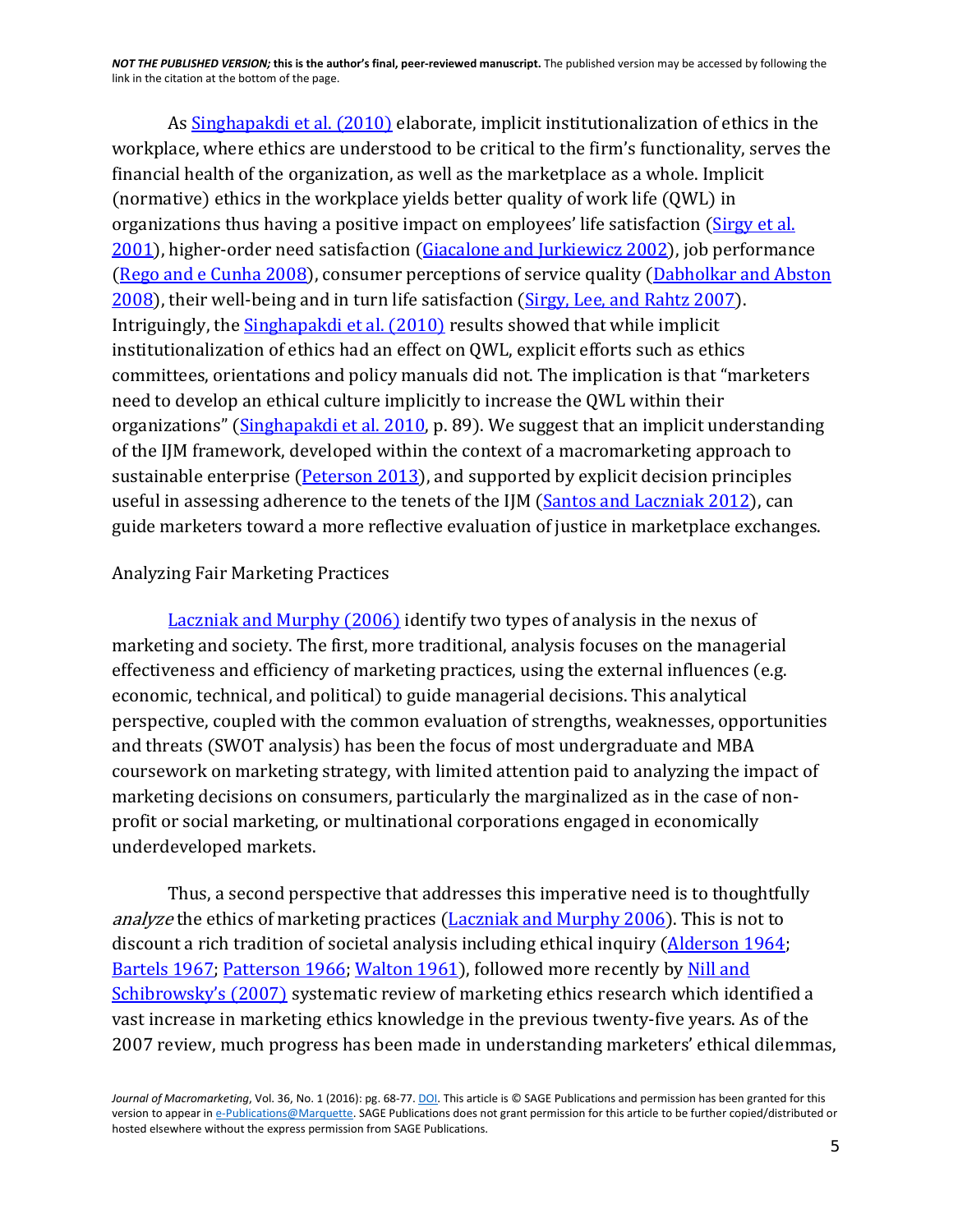As Singhapakdi et al. (2010) elaborate, implicit institutionalization of ethics in the workplace, where ethics are understood to be critical to the firm's functionality, serves the financial health of the organization, as well as the marketplace as a whole. Implicit (normative) ethics in the workplace yields better quality of work life (QWL) in organizations thus having a positive impact on employees' life satisfaction (Sirgy et al. 2001), higher-order need satisfaction (Giacalone and Jurkiewicz 2002), job performance (Rego and e Cunha 2008), consumer perceptions of service quality (Dabholkar and Abston 2008), their well-being and in turn life satisfaction (Sirgy, Lee, and Rahtz 2007). Intriguingly, the Singhapakdi et al. (2010) results showed that while implicit institutionalization of ethics had an effect on QWL, explicit efforts such as ethics committees, orientations and policy manuals did not. The implication is that "marketers need to develop an ethical culture implicitly to increase the QWL within their organizations" (Singhapakdi et al. 2010, p. 89). We suggest that an implicit understanding of the IJM framework, developed within the context of a macromarketing approach to sustainable enterprise (Peterson 2013), and supported by explicit decision principles useful in assessing adherence to the tenets of the IJM (Santos and Laczniak 2012), can guide marketers toward a more reflective evaluation of justice in marketplace exchanges.

## Analyzing Fair Marketing Practices

Laczniak and Murphy (2006) identify two types of analysis in the nexus of marketing and society. The first, more traditional, analysis focuses on the managerial effectiveness and efficiency of marketing practices, using the external influences (e.g. economic, technical, and political) to guide managerial decisions. This analytical perspective, coupled with the common evaluation of strengths, weaknesses, opportunities and threats (SWOT analysis) has been the focus of most undergraduate and MBA coursework on marketing strategy, with limited attention paid to analyzing the impact of marketing decisions on consumers, particularly the marginalized as in the case of non-profit or social marketing, or multinational corporations engaged in economically underdeveloped markets.

Thus, a second perspective that addresses this imperative need is to thoughtfully *analyze* the ethics of marketing practices (Laczniak and Murphy 2006). This is not to discount a rich tradition of societal analysis including ethical inquiry (Alderson 1964; Bartels 1967; Patterson 1966; Walton 1961), followed more recently by Nill and Schibrowsky's (2007) systematic review of marketing ethics research which identified a vast increase in marketing ethics knowledge in the previous twenty-five years. As of the 2007 review, much progress has been made in understanding marketers' ethical dilemmas,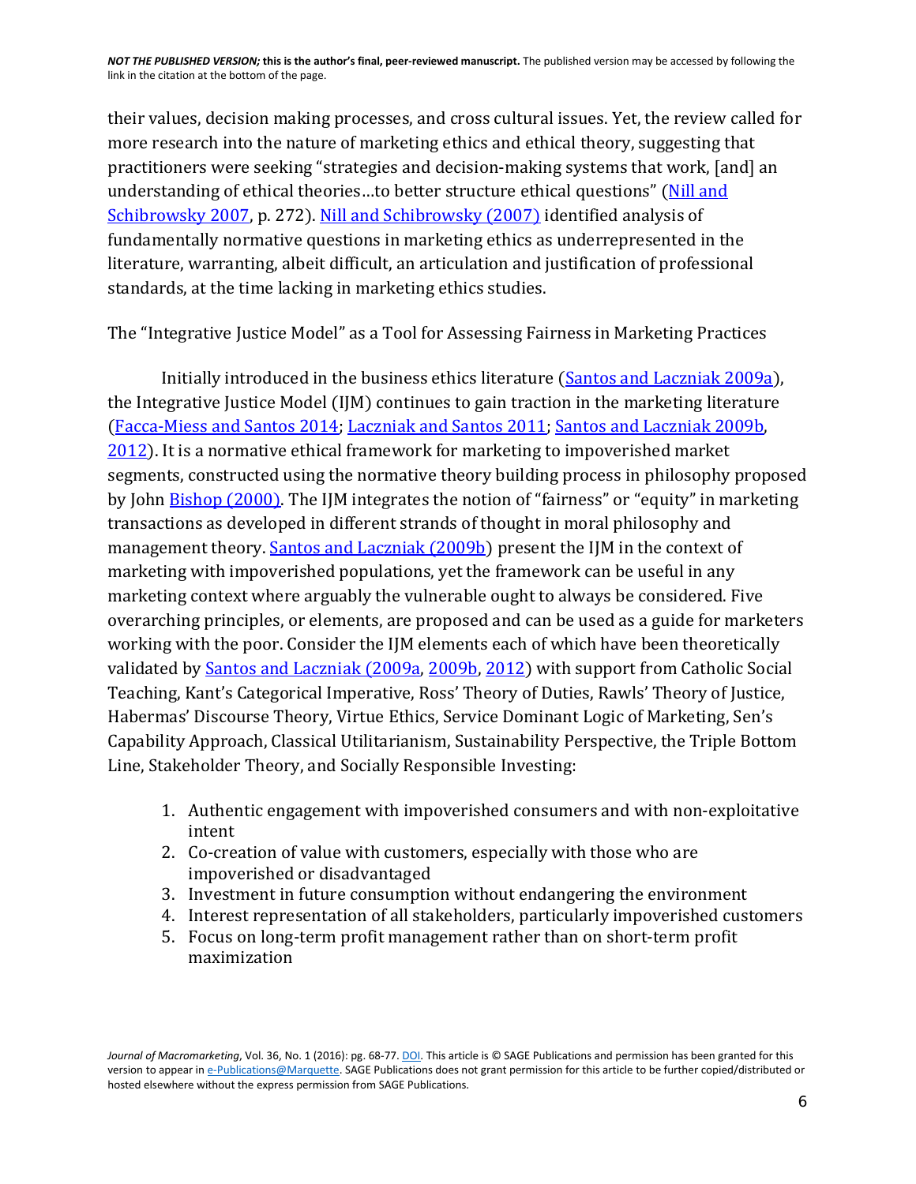their values, decision making processes, and cross cultural issues. Yet, the review called for more research into the nature of marketing ethics and ethical theory, suggesting that practitioners were seeking "strategies and decision-making systems that work, [and] an understanding of ethical theories…to better structure ethical questions" (Nill and Schibrowsky 2007, p. 272). Nill and Schibrowsky (2007) identified analysis of fundamentally normative questions in marketing ethics as underrepresented in the literature, warranting, albeit difficult, an articulation and justification of professional standards, at the time lacking in marketing ethics studies.

## The "Integrative Justice Model" as a Tool for Assessing Fairness in Marketing Practices

Initially introduced in the business ethics literature (Santos and Laczniak 2009a), the Integrative Justice Model (IJM) continues to gain traction in the marketing literature (Facca-Miess and Santos 2014; Laczniak and Santos 2011; Santos and Laczniak 2009b, 2012). It is a normative ethical framework for marketing to impoverished market segments, constructed using the normative theory building process in philosophy proposed by John Bishop (2000). The IJM integrates the notion of "fairness" or "equity" in marketing transactions as developed in different strands of thought in moral philosophy and management theory. Santos and Laczniak (2009b) present the IJM in the context of marketing with impoverished populations, yet the framework can be useful in any marketing context where arguably the vulnerable ought to always be considered. Five overarching principles, or elements, are proposed and can be used as a guide for marketers working with the poor. Consider the IJM elements each of which have been theoretically validated by Santos and Laczniak (2009a, 2009b, 2012) with support from Catholic Social Teaching, Kant's Categorical Imperative, Ross' Theory of Duties, Rawls' Theory of Justice, Habermas' Discourse Theory, Virtue Ethics, Service Dominant Logic of Marketing, Sen's Capability Approach, Classical Utilitarianism, Sustainability Perspective, the Triple Bottom Line, Stakeholder Theory, and Socially Responsible Investing:

1. Authentic engagement with impoverished consumers and with non-exploitative intent
2. Co-creation of value with customers, especially with those who are impoverished or disadvantaged
3. Investment in future consumption without endangering the environment
4. Interest representation of all stakeholders, particularly impoverished customers
5. Focus on long-term profit management rather than on short-term profit maximization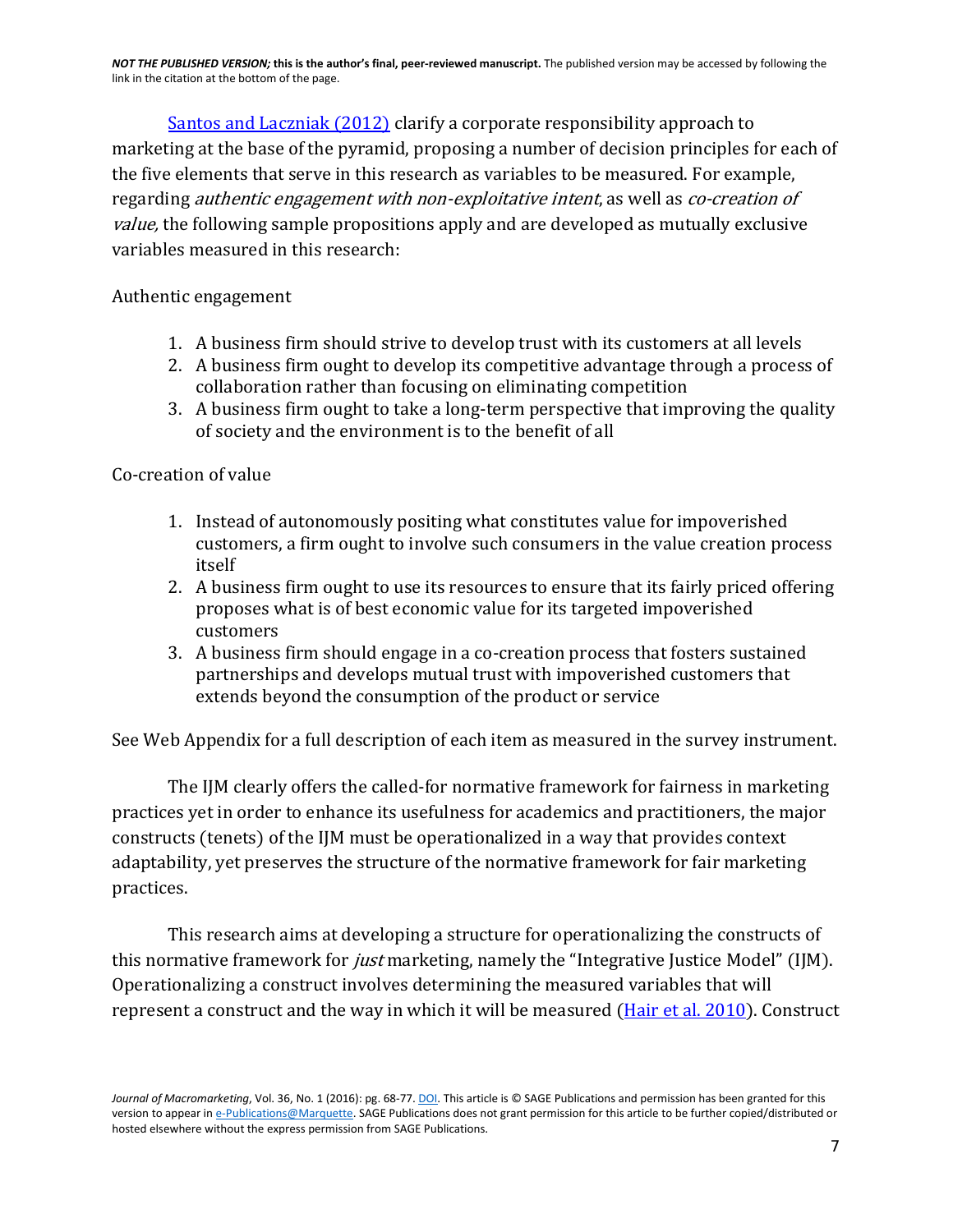Santos and Laczniak (2012) clarify a corporate responsibility approach to marketing at the base of the pyramid, proposing a number of decision principles for each of the five elements that serve in this research as variables to be measured. For example, regarding *authentic engagement with non-exploitative intent*, as well as *co-creation of value,* the following sample propositions apply and are developed as mutually exclusive variables measured in this research:

Authentic engagement

1. A business firm should strive to develop trust with its customers at all levels
2. A business firm ought to develop its competitive advantage through a process of collaboration rather than focusing on eliminating competition
3. A business firm ought to take a long-term perspective that improving the quality of society and the environment is to the benefit of all

Co-creation of value

1. Instead of autonomously positing what constitutes value for impoverished customers, a firm ought to involve such consumers in the value creation process itself
2. A business firm ought to use its resources to ensure that its fairly priced offering proposes what is of best economic value for its targeted impoverished customers
3. A business firm should engage in a co-creation process that fosters sustained partnerships and develops mutual trust with impoverished customers that extends beyond the consumption of the product or service

See Web Appendix for a full description of each item as measured in the survey instrument.

The IJM clearly offers the called-for normative framework for fairness in marketing practices yet in order to enhance its usefulness for academics and practitioners, the major constructs (tenets) of the IJM must be operationalized in a way that provides context adaptability, yet preserves the structure of the normative framework for fair marketing practices.

This research aims at developing a structure for operationalizing the constructs of this normative framework for *just* marketing, namely the "Integrative Justice Model" (IJM). Operationalizing a construct involves determining the measured variables that will represent a construct and the way in which it will be measured (Hair et al. 2010). Construct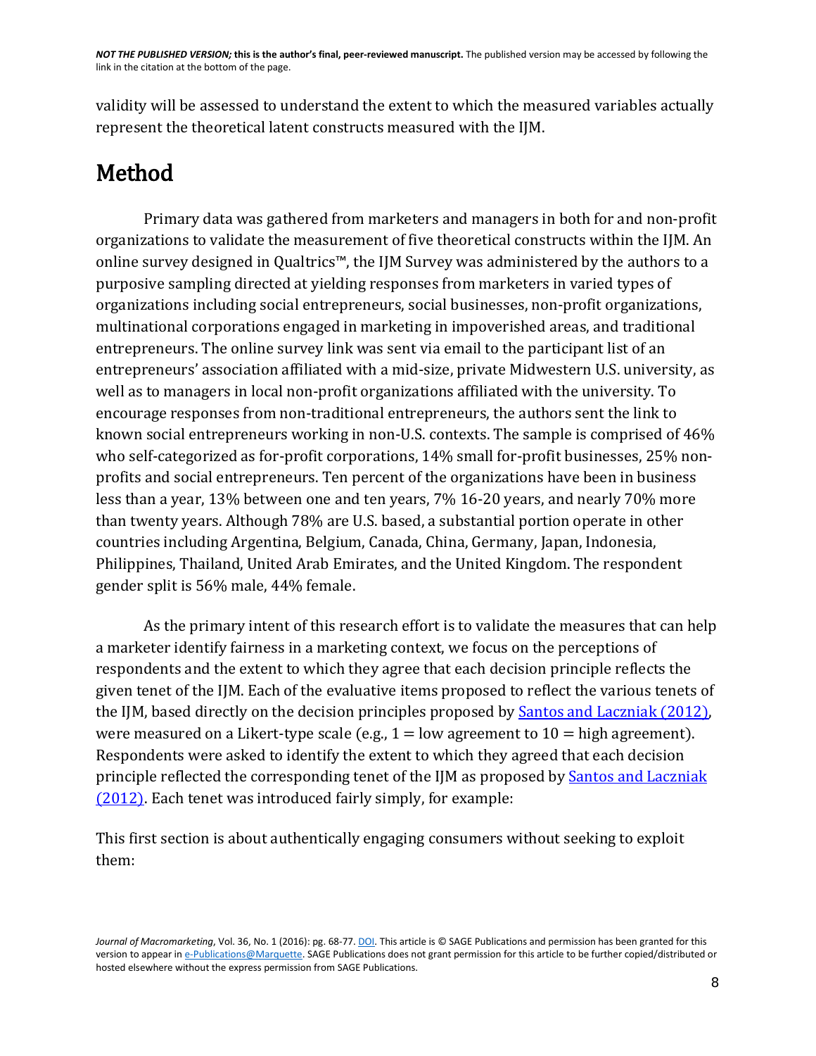validity will be assessed to understand the extent to which the measured variables actually represent the theoretical latent constructs measured with the IJM.

# Method

Primary data was gathered from marketers and managers in both for and non-profit organizations to validate the measurement of five theoretical constructs within the IJM. An online survey designed in Qualtrics™, the IJM Survey was administered by the authors to a purposive sampling directed at yielding responses from marketers in varied types of organizations including social entrepreneurs, social businesses, non-profit organizations, multinational corporations engaged in marketing in impoverished areas, and traditional entrepreneurs. The online survey link was sent via email to the participant list of an entrepreneurs' association affiliated with a mid-size, private Midwestern U.S. university, as well as to managers in local non-profit organizations affiliated with the university. To encourage responses from non-traditional entrepreneurs, the authors sent the link to known social entrepreneurs working in non-U.S. contexts. The sample is comprised of 46% who self-categorized as for-profit corporations, 14% small for-profit businesses, 25% non-profits and social entrepreneurs. Ten percent of the organizations have been in business less than a year, 13% between one and ten years, 7% 16-20 years, and nearly 70% more than twenty years. Although 78% are U.S. based, a substantial portion operate in other countries including Argentina, Belgium, Canada, China, Germany, Japan, Indonesia, Philippines, Thailand, United Arab Emirates, and the United Kingdom. The respondent gender split is 56% male, 44% female.

As the primary intent of this research effort is to validate the measures that can help a marketer identify fairness in a marketing context, we focus on the perceptions of respondents and the extent to which they agree that each decision principle reflects the given tenet of the IJM. Each of the evaluative items proposed to reflect the various tenets of the IJM, based directly on the decision principles proposed by [Santos and Laczniak (2012)](), were measured on a Likert-type scale (e.g., 1 = low agreement to 10 = high agreement). Respondents were asked to identify the extent to which they agreed that each decision principle reflected the corresponding tenet of the IJM as proposed by [Santos and Laczniak (2012)](). Each tenet was introduced fairly simply, for example:

This first section is about authentically engaging consumers without seeking to exploit them: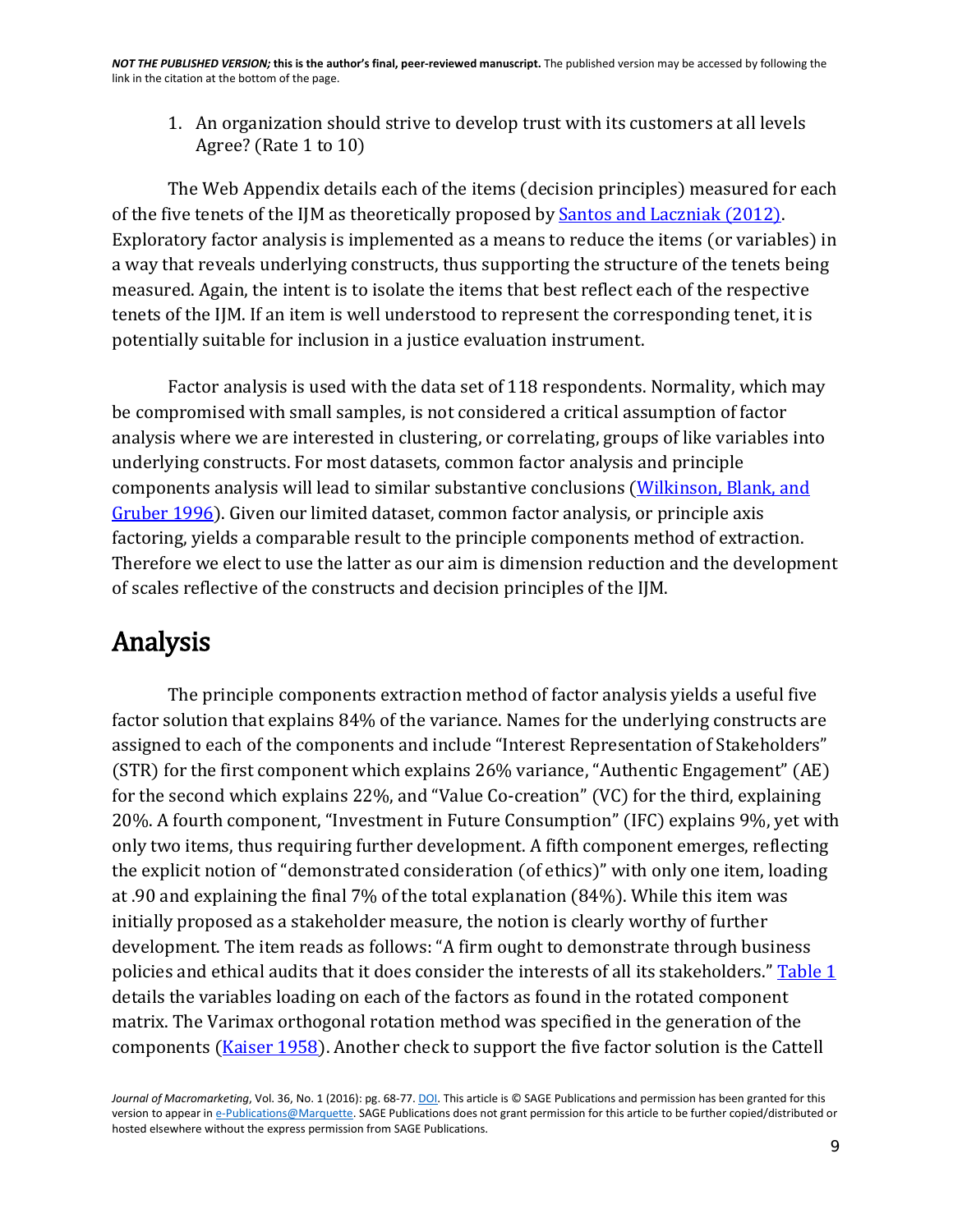1. An organization should strive to develop trust with its customers at all levels Agree? (Rate 1 to 10)

The Web Appendix details each of the items (decision principles) measured for each of the five tenets of the IJM as theoretically proposed by [Santos and Laczniak (2012)](). Exploratory factor analysis is implemented as a means to reduce the items (or variables) in a way that reveals underlying constructs, thus supporting the structure of the tenets being measured. Again, the intent is to isolate the items that best reflect each of the respective tenets of the IJM. If an item is well understood to represent the corresponding tenet, it is potentially suitable for inclusion in a justice evaluation instrument.

Factor analysis is used with the data set of 118 respondents. Normality, which may be compromised with small samples, is not considered a critical assumption of factor analysis where we are interested in clustering, or correlating, groups of like variables into underlying constructs. For most datasets, common factor analysis and principle components analysis will lead to similar substantive conclusions ([Wilkinson, Blank, and Gruber 1996]()). Given our limited dataset, common factor analysis, or principle axis factoring, yields a comparable result to the principle components method of extraction. Therefore we elect to use the latter as our aim is dimension reduction and the development of scales reflective of the constructs and decision principles of the IJM.

# Analysis

The principle components extraction method of factor analysis yields a useful five factor solution that explains 84% of the variance. Names for the underlying constructs are assigned to each of the components and include "Interest Representation of Stakeholders" (STR) for the first component which explains 26% variance, "Authentic Engagement" (AE) for the second which explains 22%, and "Value Co-creation" (VC) for the third, explaining 20%. A fourth component, "Investment in Future Consumption" (IFC) explains 9%, yet with only two items, thus requiring further development. A fifth component emerges, reflecting the explicit notion of "demonstrated consideration (of ethics)" with only one item, loading at .90 and explaining the final 7% of the total explanation (84%). While this item was initially proposed as a stakeholder measure, the notion is clearly worthy of further development. The item reads as follows: "A firm ought to demonstrate through business policies and ethical audits that it does consider the interests of all its stakeholders." [Table 1]() details the variables loading on each of the factors as found in the rotated component matrix. The Varimax orthogonal rotation method was specified in the generation of the components ([Kaiser 1958]()). Another check to support the five factor solution is the Cattell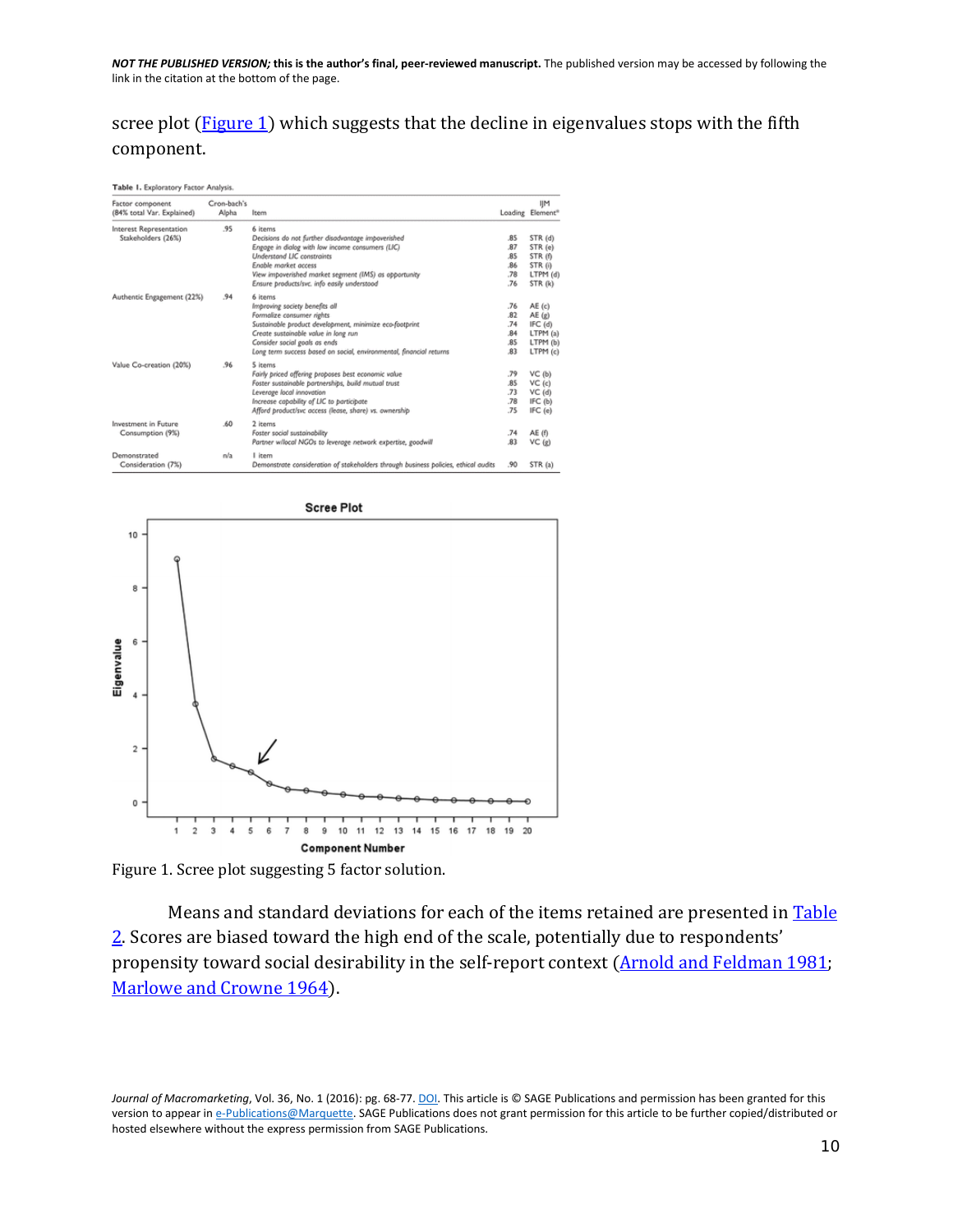scree plot (Figure 1) which suggests that the decline in eigenvalues stops with the fifth component.

Table 1. Exploratory Factor Analysis.

| Factor component (84% total Var. Explained) | Cron-bach's Alpha | Item | Loading | IJM Element[a] |
|---|---|---|---|---|
| Interest Representation Stakeholders (26%) | .95 | 6 items | | |
| | | *Decisions do not further disadvantage impoverished* | .85 | STR (d) |
| | | *Engage in dialog with low income consumers (LIC)* | .87 | STR (e) |
| | | *Understand LIC constraints* | .85 | STR (f) |
| | | *Enable market access* | .86 | STR (i) |
| | | *View impoverished market segment (IMS) as opportunity* | .78 | LTPM (d) |
| | | *Ensure products/svc. info easily understood* | .76 | STR (k) |
| Authentic Engagement (22%) | .94 | 6 items | | |
| | | *Improving society benefits all* | .76 | AE (c) |
| | | *Formalize consumer rights* | .82 | AE (g) |
| | | *Sustainable product development, minimize eco-footprint* | .74 | IFC (d) |
| | | *Create sustainable value in long run* | .84 | LTPM (a) |
| | | *Consider social goals as ends* | .85 | LTPM (b) |
| | | *Long term success based on social, environmental, financial returns* | .83 | LTPM (c) |
| Value Co-creation (20%) | .96 | 5 items | | |
| | | *Fairly priced offering proposes best economic value* | .79 | VC (b) |
| | | *Foster sustainable partnerships, build mutual trust* | .85 | VC (c) |
| | | *Leverage local innovation* | .73 | VC (d) |
| | | *Increase capability of LIC to participate* | .78 | IFC (b) |
| | | *Afford product/svc access (lease, share) vs. ownership* | .75 | IFC (e) |
| Investment in Future Consumption (9%) | .60 | 2 items | | |
| | | *Foster social sustainability* | .74 | AE (f) |
| | | *Partner w/local NGOs to leverage network expertise, goodwill* | .83 | VC (g) |
| Demonstrated Consideration (7%) | n/a | 1 item | | |
| | | *Demonstrate consideration of stakeholders through business policies, ethical audits* | .90 | STR (a) |

Figure 1. Scree plot suggesting 5 factor solution.

Means and standard deviations for each of the items retained are presented in Table 2. Scores are biased toward the high end of the scale, potentially due to respondents' propensity toward social desirability in the self-report context (Arnold and Feldman 1981; Marlowe and Crowne 1964).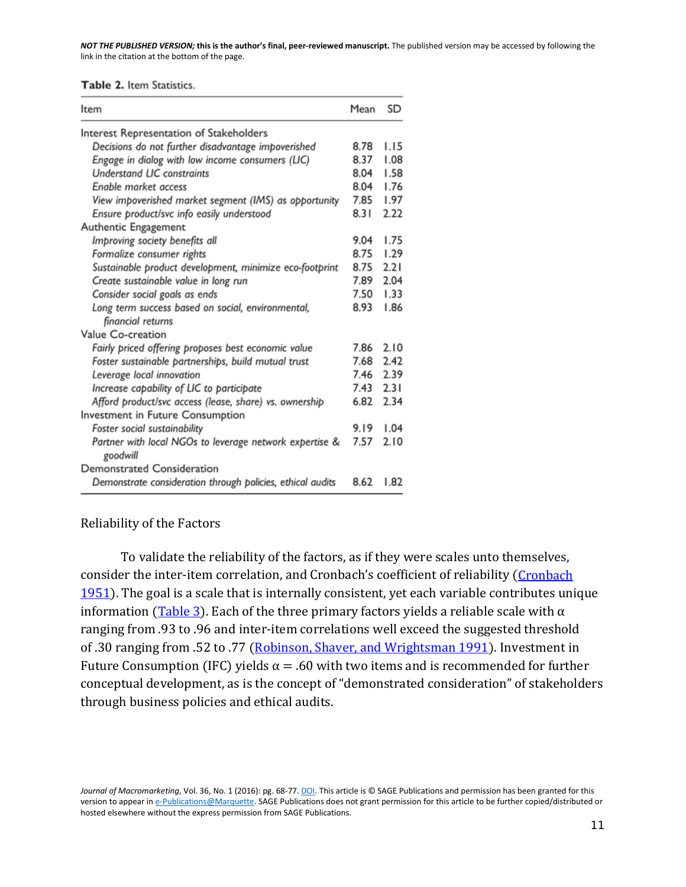NOT THE PUBLISHED VERSION; this is the author's final, peer-reviewed manuscript. The published version may be accessed by following the link in the citation at the bottom of the page.

**Table 2.** Item Statistics.

| Item | Mean | SD |
|---|---|---|
| Interest Representation of Stakeholders | | |
| *Decisions do not further disadvantage impoverished* | 8.78 | 1.15 |
| *Engage in dialog with low income consumers (LIC)* | 8.37 | 1.08 |
| *Understand LIC constraints* | 8.04 | 1.58 |
| *Enable market access* | 8.04 | 1.76 |
| *View impoverished market segment (IMS) as opportunity* | 7.85 | 1.97 |
| *Ensure product/svc info easily understood* | 8.31 | 2.22 |
| Authentic Engagement | | |
| *Improving society benefits all* | 9.04 | 1.75 |
| *Formalize consumer rights* | 8.75 | 1.29 |
| *Sustainable product development, minimize eco-footprint* | 8.75 | 2.21 |
| *Create sustainable value in long run* | 7.89 | 2.04 |
| *Consider social goals as ends* | 7.50 | 1.33 |
| *Long term success based on social, environmental, financial returns* | 8.93 | 1.86 |
| Value Co-creation | | |
| *Fairly priced offering proposes best economic value* | 7.86 | 2.10 |
| *Foster sustainable partnerships, build mutual trust* | 7.68 | 2.42 |
| *Leverage local innovation* | 7.46 | 2.39 |
| *Increase capability of LIC to participate* | 7.43 | 2.31 |
| *Afford product/svc access (lease, share) vs. ownership* | 6.82 | 2.34 |
| Investment in Future Consumption | | |
| *Foster social sustainability* | 9.19 | 1.04 |
| *Partner with local NGOs to leverage network expertise & goodwill* | 7.57 | 2.10 |
| Demonstrated Consideration | | |
| *Demonstrate consideration through policies, ethical audits* | 8.62 | 1.82 |

Reliability of the Factors

To validate the reliability of the factors, as if they were scales unto themselves, consider the inter-item correlation, and Cronbach's coefficient of reliability (Cronbach 1951). The goal is a scale that is internally consistent, yet each variable contributes unique information (Table 3). Each of the three primary factors yields a reliable scale with $\alpha$ ranging from .93 to .96 and inter-item correlations well exceed the suggested threshold of .30 ranging from .52 to .77 (Robinson, Shaver, and Wrightsman 1991). Investment in Future Consumption (IFC) yields $\alpha = .60$ with two items and is recommended for further conceptual development, as is the concept of "demonstrated consideration" of stakeholders through business policies and ethical audits.

*Journal of Macromarketing*, Vol. 36, No. 1 (2016): pg. 68-77. DOI. This article is © SAGE Publications and permission has been granted for this version to appear in e-Publications@Marquette. SAGE Publications does not grant permission for this article to be further copied/distributed or hosted elsewhere without the express permission from SAGE Publications.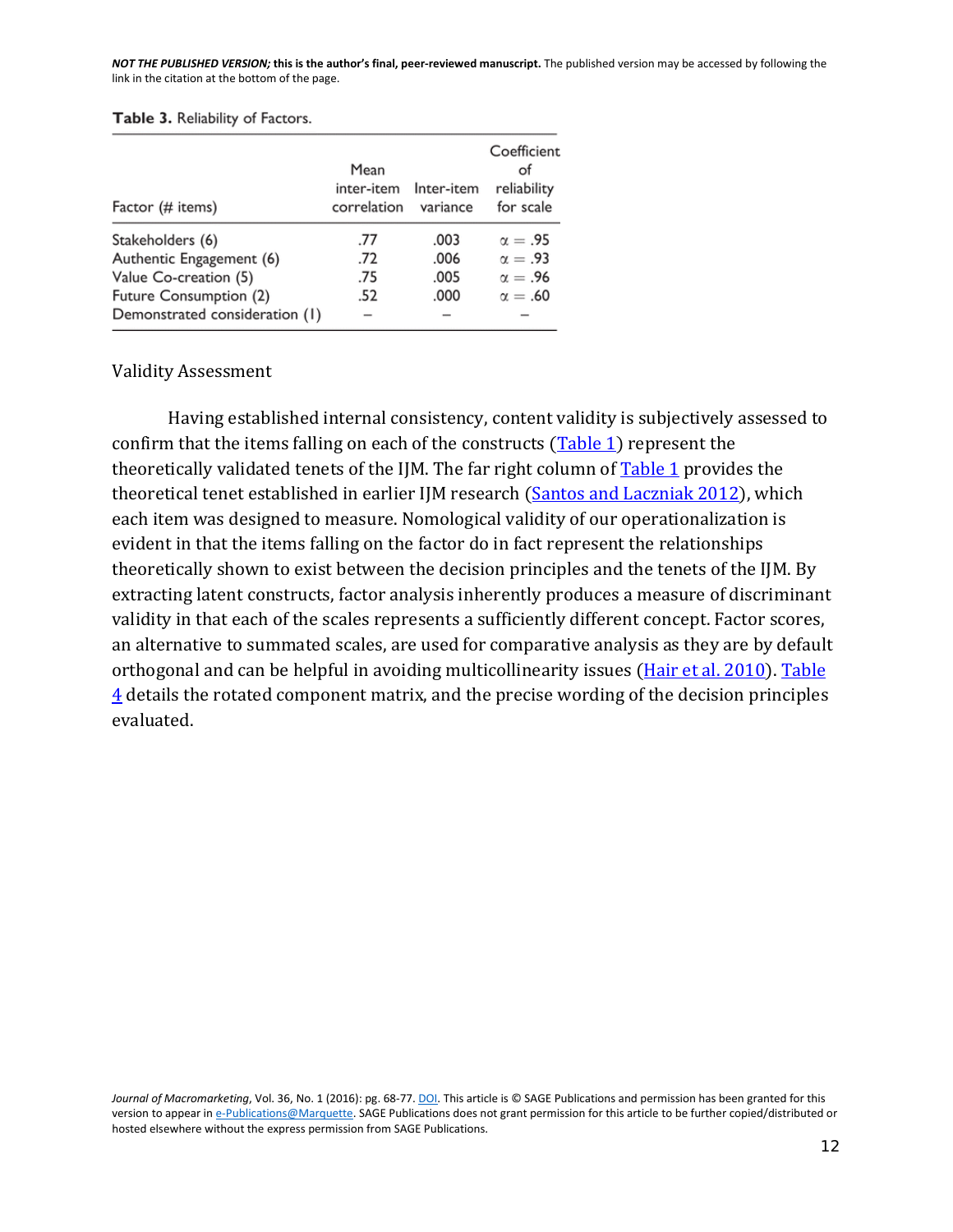**Table 3.** Reliability of Factors.

| Factor (# items) | Mean inter-item correlation | Inter-item variance | Coefficient of reliability for scale |
|---|---|---|---|
| Stakeholders (6) | .77 | .003 | $\alpha = .95$ |
| Authentic Engagement (6) | .72 | .006 | $\alpha = .93$ |
| Value Co-creation (5) | .75 | .005 | $\alpha = .96$ |
| Future Consumption (2) | .52 | .000 | $\alpha = .60$ |
| Demonstrated consideration (1) | – | – | – |

### Validity Assessment

Having established internal consistency, content validity is subjectively assessed to confirm that the items falling on each of the constructs (Table 1) represent the theoretically validated tenets of the IJM. The far right column of Table 1 provides the theoretical tenet established in earlier IJM research (Santos and Laczniak 2012), which each item was designed to measure. Nomological validity of our operationalization is evident in that the items falling on the factor do in fact represent the relationships theoretically shown to exist between the decision principles and the tenets of the IJM. By extracting latent constructs, factor analysis inherently produces a measure of discriminant validity in that each of the scales represents a sufficiently different concept. Factor scores, an alternative to summated scales, are used for comparative analysis as they are by default orthogonal and can be helpful in avoiding multicollinearity issues (Hair et al. 2010). Table 4 details the rotated component matrix, and the precise wording of the decision principles evaluated.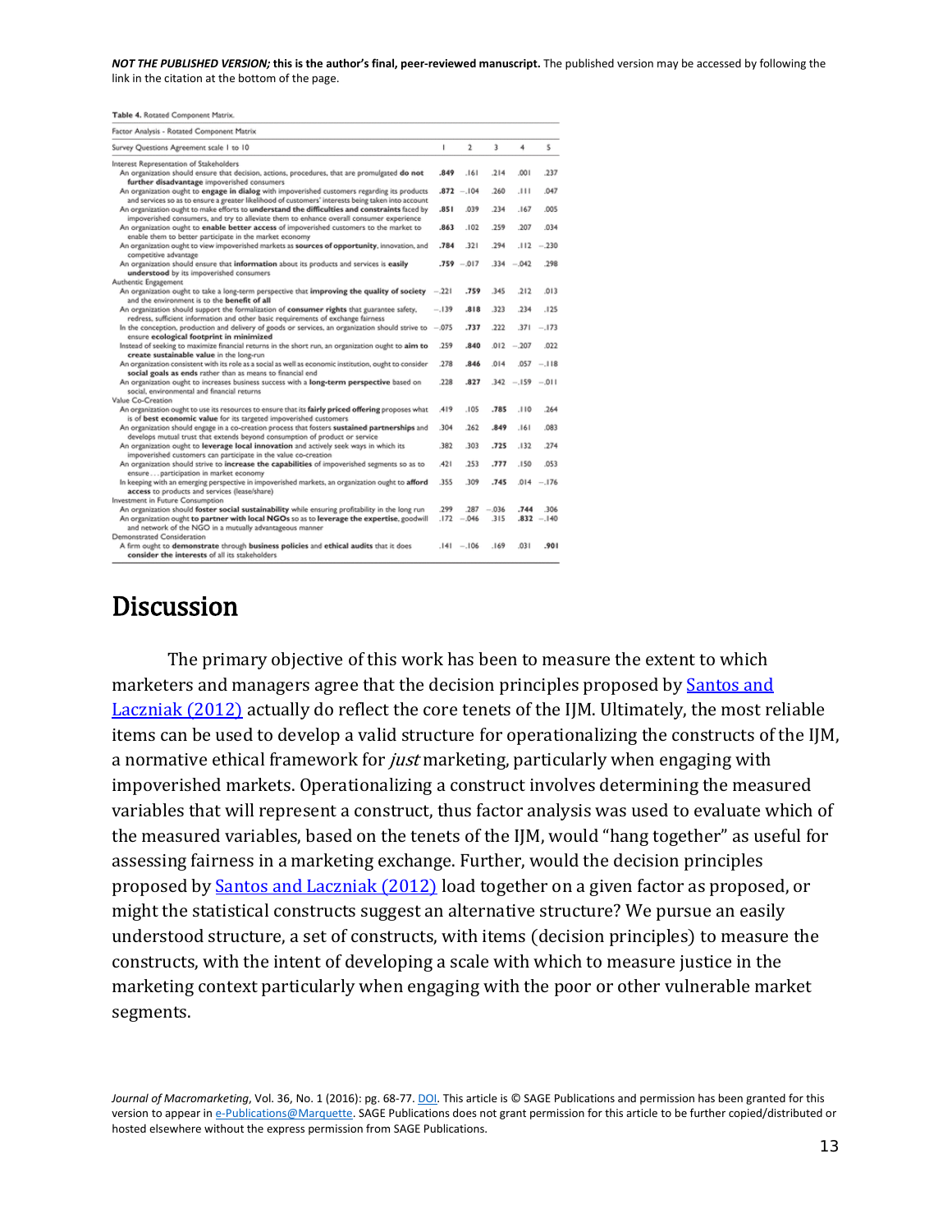NOT THE PUBLISHED VERSION; this is the author's final, peer-reviewed manuscript. The published version may be accessed by following the link in the citation at the bottom of the page.

**Table 4.** Rotated Component Matrix.

| Factor Analysis - Rotated Component Matrix | | | | | |
|---|---|---|---|---|---|
| Survey Questions Agreement scale 1 to 10 | 1 | 2 | 3 | 4 | 5 |
| Interest Representation of Stakeholders | | | | | |
| An organization should ensure that decision, actions, procedures, that are promulgated **do not further disadvantage** impoverished consumers | **.849** | .161 | .214 | .001 | .237 |
| An organization ought to **engage in dialog** with impoverished customers regarding its products and services so as to ensure a greater likelihood of customers' interests being taken into account | **.872** | −.104 | .260 | .111 | .047 |
| An organization ought to make efforts to **understand the difficulties and constraints** faced by impoverished consumers, and try to alleviate them to enhance overall consumer experience | **.851** | .039 | .234 | .167 | .005 |
| An organization ought to **enable better access** of impoverished customers to the market to enable them to better participate in the market economy | **.863** | .102 | .259 | .207 | .034 |
| An organization ought to view impoverished markets as **sources of opportunity**, innovation, and competitive advantage | **.784** | .321 | .294 | .112 | −.230 |
| An organization should ensure that **information** about its products and services is **easily understood** by its impoverished consumers | **.759** | −.017 | .334 | −.042 | .298 |
| Authentic Engagement | | | | | |
| An organization ought to take a long-term perspective that **improving the quality of society** and the environment is to the **benefit of all** | −.221 | **.759** | .345 | .212 | .013 |
| An organization should support the formalization of **consumer rights** that guarantee safety, redress, sufficient information and other basic requirements of exchange fairness | −.139 | **.818** | .323 | .234 | .125 |
| In the conception, production and delivery of goods or services, an organization should strive to ensure **ecological footprint in minimized** | −.075 | **.737** | .222 | .371 | −.173 |
| Instead of seeking to maximize financial returns in the short run, an organization ought to **aim to create sustainable value** in the long-run | .259 | **.840** | .012 | −.207 | .022 |
| An organization consistent with its role as a social as well as economic institution, ought to consider **social goals as ends** rather than as means to financial end | .278 | **.846** | .014 | .057 | −.118 |
| An organization ought to increases business success with a **long-term perspective** based on social, environmental and financial returns | .228 | **.827** | .342 | −.159 | −.011 |
| Value Co-Creation | | | | | |
| An organization ought to use its resources to ensure that its **fairly priced offering** proposes what is of **best economic value** for its targeted impoverished customers | .419 | .105 | **.785** | .110 | .264 |
| An organization should engage in a co-creation process that fosters **sustained partnerships** and develops mutual trust that extends beyond consumption of product or service | .304 | .262 | **.849** | .161 | .083 |
| An organization ought to **leverage local innovation** and actively seek ways in which its impoverished customers can participate in the value co-creation | .382 | .303 | **.725** | .132 | .274 |
| An organization should strive to **increase the capabilities** of impoverished segments so as to ensure . . . participation in market economy | .421 | .253 | **.777** | .150 | .053 |
| In keeping with an emerging perspective in impoverished markets, an organization ought to **afford access** to products and services (lease/share) | .355 | .309 | **.745** | .014 | −.176 |
| Investment in Future Consumption | | | | | |
| An organization should **foster social sustainability** while ensuring profitability in the long run | .299 | .287 | −.036 | **.744** | .306 |
| An organization ought **to partner with local NGOs** so as to **leverage the expertise**, goodwill and network of the NGO in a mutually advantageous manner | .172 | −.046 | .315 | **.832** | −.140 |
| Demonstrated Consideration | | | | | |
| A firm ought to **demonstrate** through **business policies** and **ethical audits** that it does **consider the interests** of all its stakeholders | .141 | −.106 | .169 | .031 | **.901** |

# Discussion

The primary objective of this work has been to measure the extent to which marketers and managers agree that the decision principles proposed by Santos and Laczniak (2012) actually do reflect the core tenets of the IJM. Ultimately, the most reliable items can be used to develop a valid structure for operationalizing the constructs of the IJM, a normative ethical framework for *just* marketing, particularly when engaging with impoverished markets. Operationalizing a construct involves determining the measured variables that will represent a construct, thus factor analysis was used to evaluate which of the measured variables, based on the tenets of the IJM, would "hang together" as useful for assessing fairness in a marketing exchange. Further, would the decision principles proposed by Santos and Laczniak (2012) load together on a given factor as proposed, or might the statistical constructs suggest an alternative structure? We pursue an easily understood structure, a set of constructs, with items (decision principles) to measure the constructs, with the intent of developing a scale with which to measure justice in the marketing context particularly when engaging with the poor or other vulnerable market segments.

*Journal of Macromarketing*, Vol. 36, No. 1 (2016): pg. 68-77. DOI. This article is © SAGE Publications and permission has been granted for this version to appear in e-Publications@Marquette. SAGE Publications does not grant permission for this article to be further copied/distributed or hosted elsewhere without the express permission from SAGE Publications.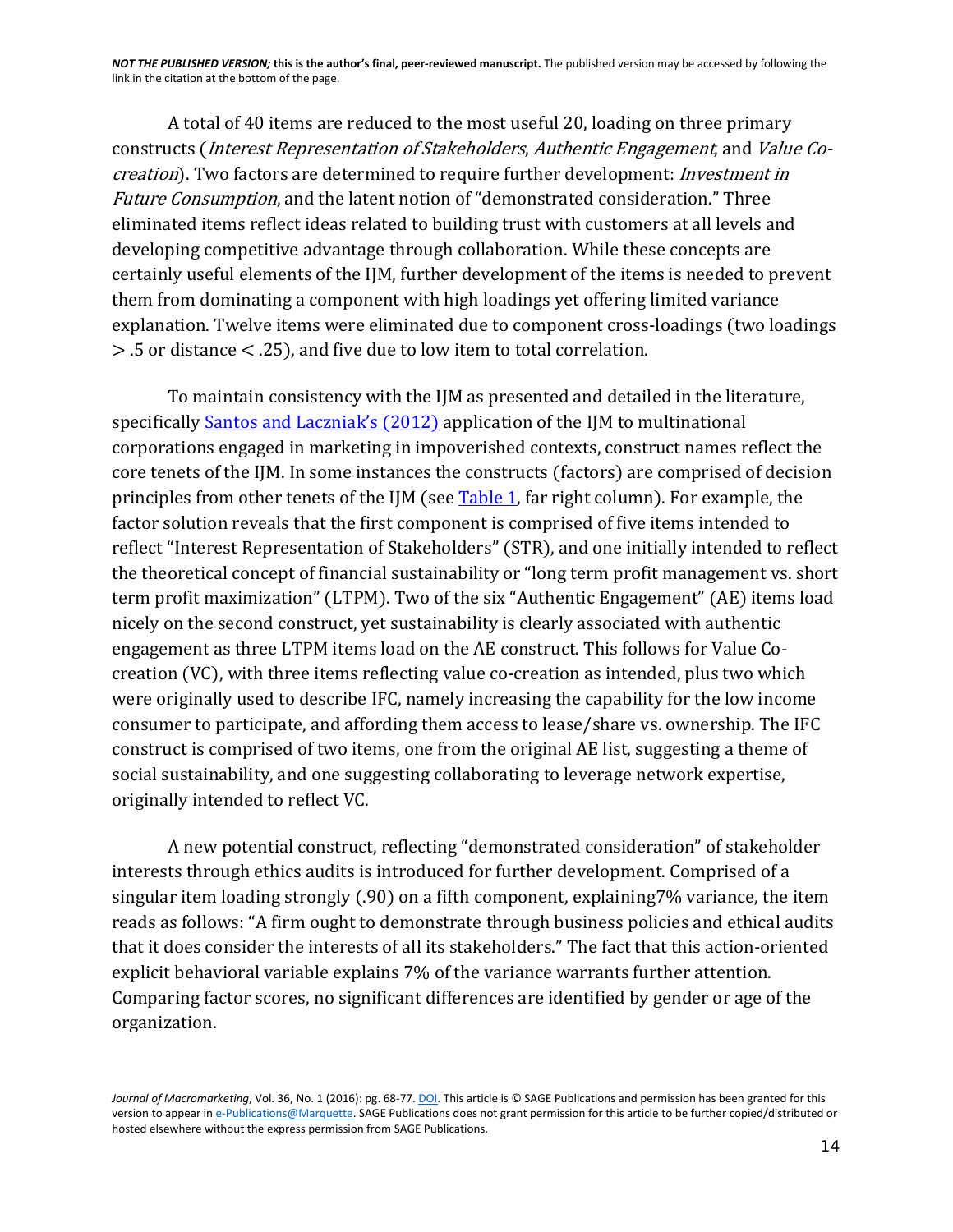A total of 40 items are reduced to the most useful 20, loading on three primary constructs (*Interest Representation of Stakeholders*, *Authentic Engagement*, and *Value Co-creation*). Two factors are determined to require further development: *Investment in Future Consumption*, and the latent notion of "demonstrated consideration." Three eliminated items reflect ideas related to building trust with customers at all levels and developing competitive advantage through collaboration. While these concepts are certainly useful elements of the IJM, further development of the items is needed to prevent them from dominating a component with high loadings yet offering limited variance explanation. Twelve items were eliminated due to component cross-loadings (two loadings $> .5$ or distance $< .25$), and five due to low item to total correlation.

To maintain consistency with the IJM as presented and detailed in the literature, specifically Santos and Laczniak's (2012) application of the IJM to multinational corporations engaged in marketing in impoverished contexts, construct names reflect the core tenets of the IJM. In some instances the constructs (factors) are comprised of decision principles from other tenets of the IJM (see Table 1, far right column). For example, the factor solution reveals that the first component is comprised of five items intended to reflect "Interest Representation of Stakeholders" (STR), and one initially intended to reflect the theoretical concept of financial sustainability or "long term profit management vs. short term profit maximization" (LTPM). Two of the six "Authentic Engagement" (AE) items load nicely on the second construct, yet sustainability is clearly associated with authentic engagement as three LTPM items load on the AE construct. This follows for Value Co-creation (VC), with three items reflecting value co-creation as intended, plus two which were originally used to describe IFC, namely increasing the capability for the low income consumer to participate, and affording them access to lease/share vs. ownership. The IFC construct is comprised of two items, one from the original AE list, suggesting a theme of social sustainability, and one suggesting collaborating to leverage network expertise, originally intended to reflect VC.

A new potential construct, reflecting "demonstrated consideration" of stakeholder interests through ethics audits is introduced for further development. Comprised of a singular item loading strongly (.90) on a fifth component, explaining7% variance, the item reads as follows: "A firm ought to demonstrate through business policies and ethical audits that it does consider the interests of all its stakeholders." The fact that this action-oriented explicit behavioral variable explains 7% of the variance warrants further attention. Comparing factor scores, no significant differences are identified by gender or age of the organization.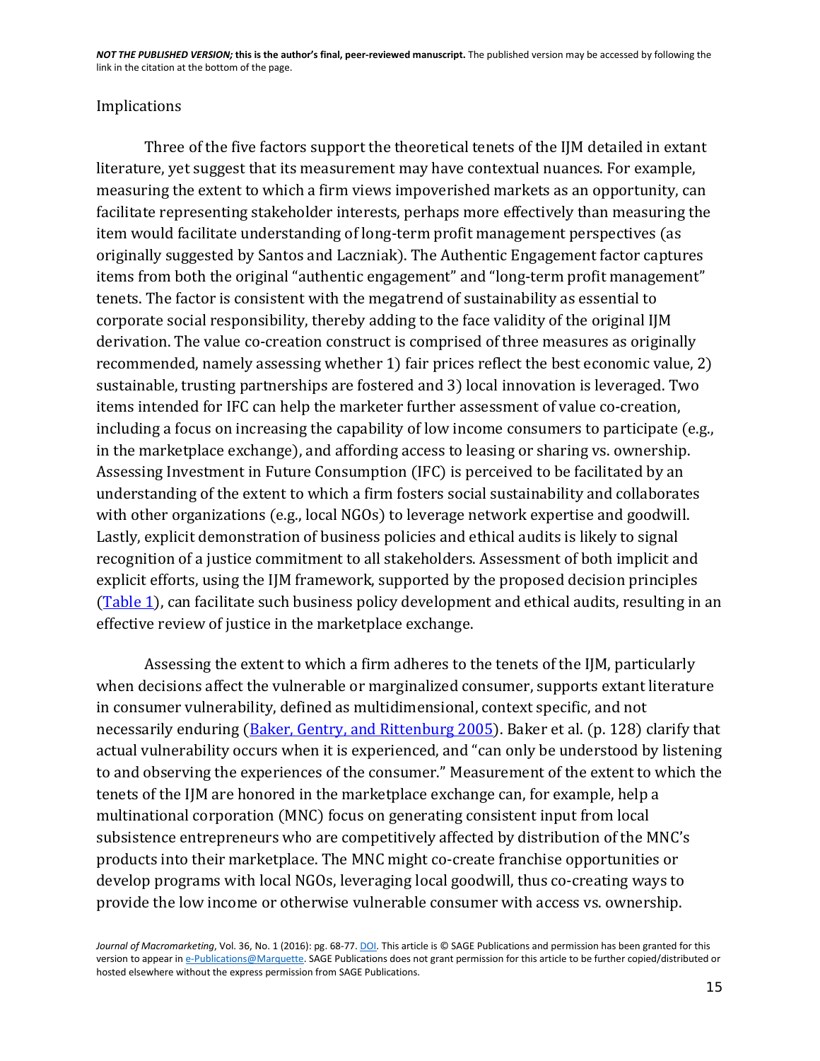## Implications

Three of the five factors support the theoretical tenets of the IJM detailed in extant literature, yet suggest that its measurement may have contextual nuances. For example, measuring the extent to which a firm views impoverished markets as an opportunity, can facilitate representing stakeholder interests, perhaps more effectively than measuring the item would facilitate understanding of long-term profit management perspectives (as originally suggested by Santos and Laczniak). The Authentic Engagement factor captures items from both the original "authentic engagement" and "long-term profit management" tenets. The factor is consistent with the megatrend of sustainability as essential to corporate social responsibility, thereby adding to the face validity of the original IJM derivation. The value co-creation construct is comprised of three measures as originally recommended, namely assessing whether 1) fair prices reflect the best economic value, 2) sustainable, trusting partnerships are fostered and 3) local innovation is leveraged. Two items intended for IFC can help the marketer further assessment of value co-creation, including a focus on increasing the capability of low income consumers to participate (e.g., in the marketplace exchange), and affording access to leasing or sharing vs. ownership. Assessing Investment in Future Consumption (IFC) is perceived to be facilitated by an understanding of the extent to which a firm fosters social sustainability and collaborates with other organizations (e.g., local NGOs) to leverage network expertise and goodwill. Lastly, explicit demonstration of business policies and ethical audits is likely to signal recognition of a justice commitment to all stakeholders. Assessment of both implicit and explicit efforts, using the IJM framework, supported by the proposed decision principles (Table 1), can facilitate such business policy development and ethical audits, resulting in an effective review of justice in the marketplace exchange.

Assessing the extent to which a firm adheres to the tenets of the IJM, particularly when decisions affect the vulnerable or marginalized consumer, supports extant literature in consumer vulnerability, defined as multidimensional, context specific, and not necessarily enduring (Baker, Gentry, and Rittenburg 2005). Baker et al. (p. 128) clarify that actual vulnerability occurs when it is experienced, and "can only be understood by listening to and observing the experiences of the consumer." Measurement of the extent to which the tenets of the IJM are honored in the marketplace exchange can, for example, help a multinational corporation (MNC) focus on generating consistent input from local subsistence entrepreneurs who are competitively affected by distribution of the MNC's products into their marketplace. The MNC might co-create franchise opportunities or develop programs with local NGOs, leveraging local goodwill, thus co-creating ways to provide the low income or otherwise vulnerable consumer with access vs. ownership.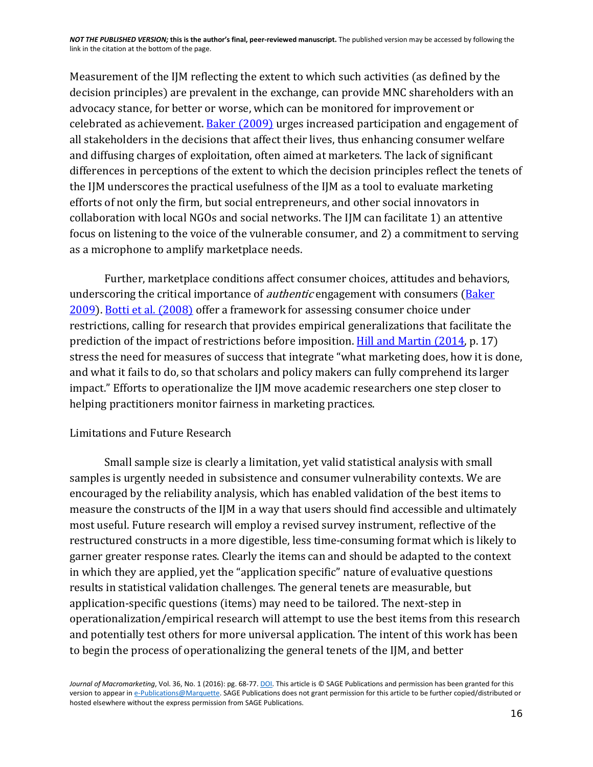Measurement of the IJM reflecting the extent to which such activities (as defined by the decision principles) are prevalent in the exchange, can provide MNC shareholders with an advocacy stance, for better or worse, which can be monitored for improvement or celebrated as achievement. Baker (2009) urges increased participation and engagement of all stakeholders in the decisions that affect their lives, thus enhancing consumer welfare and diffusing charges of exploitation, often aimed at marketers. The lack of significant differences in perceptions of the extent to which the decision principles reflect the tenets of the IJM underscores the practical usefulness of the IJM as a tool to evaluate marketing efforts of not only the firm, but social entrepreneurs, and other social innovators in collaboration with local NGOs and social networks. The IJM can facilitate 1) an attentive focus on listening to the voice of the vulnerable consumer, and 2) a commitment to serving as a microphone to amplify marketplace needs.

Further, marketplace conditions affect consumer choices, attitudes and behaviors, underscoring the critical importance of *authentic* engagement with consumers (Baker 2009). Botti et al. (2008) offer a framework for assessing consumer choice under restrictions, calling for research that provides empirical generalizations that facilitate the prediction of the impact of restrictions before imposition. Hill and Martin (2014, p. 17) stress the need for measures of success that integrate "what marketing does, how it is done, and what it fails to do, so that scholars and policy makers can fully comprehend its larger impact." Efforts to operationalize the IJM move academic researchers one step closer to helping practitioners monitor fairness in marketing practices.

## Limitations and Future Research

Small sample size is clearly a limitation, yet valid statistical analysis with small samples is urgently needed in subsistence and consumer vulnerability contexts. We are encouraged by the reliability analysis, which has enabled validation of the best items to measure the constructs of the IJM in a way that users should find accessible and ultimately most useful. Future research will employ a revised survey instrument, reflective of the restructured constructs in a more digestible, less time-consuming format which is likely to garner greater response rates. Clearly the items can and should be adapted to the context in which they are applied, yet the "application specific" nature of evaluative questions results in statistical validation challenges. The general tenets are measurable, but application-specific questions (items) may need to be tailored. The next-step in operationalization/empirical research will attempt to use the best items from this research and potentially test others for more universal application. The intent of this work has been to begin the process of operationalizing the general tenets of the IJM, and better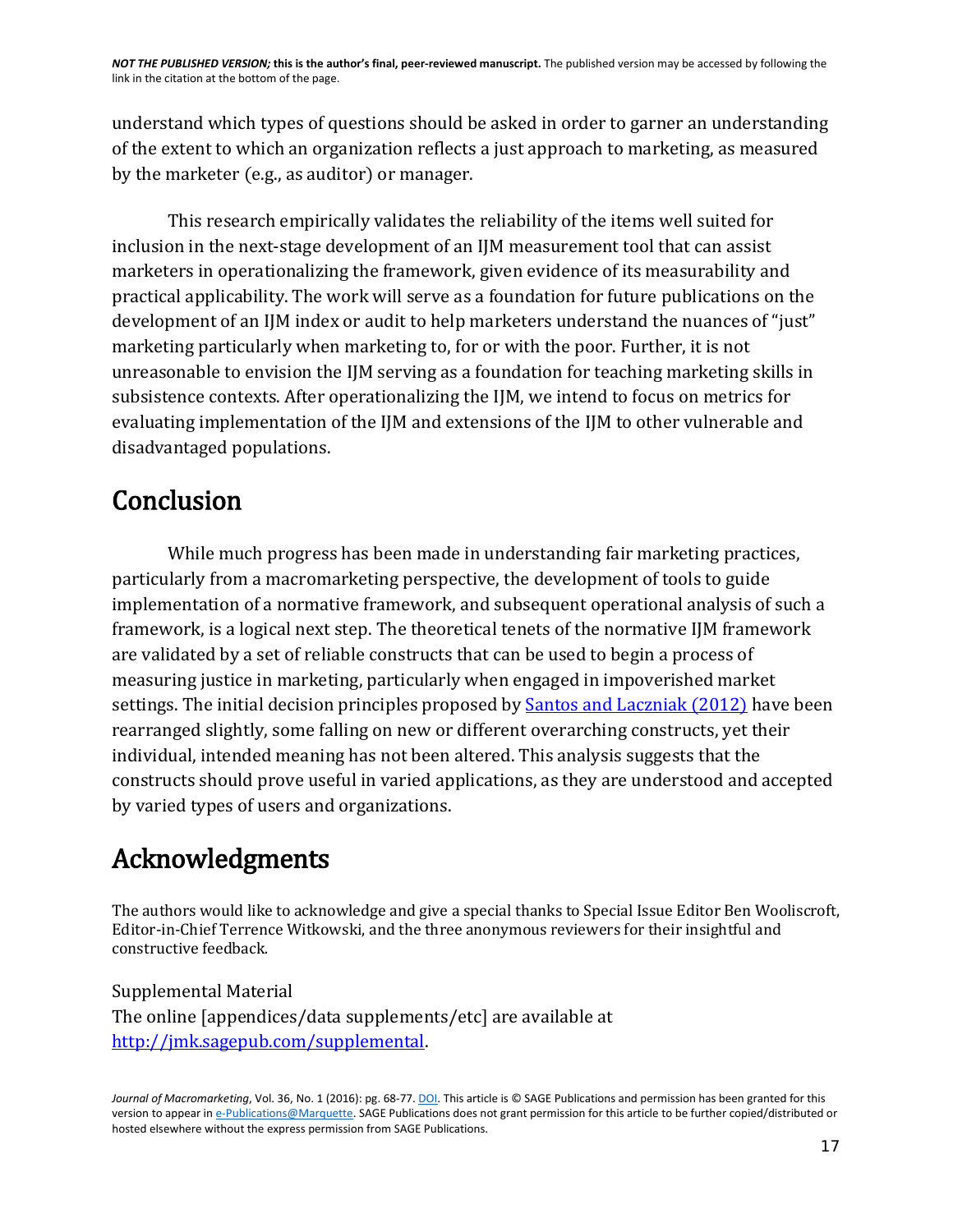understand which types of questions should be asked in order to garner an understanding of the extent to which an organization reflects a just approach to marketing, as measured by the marketer (e.g., as auditor) or manager.

This research empirically validates the reliability of the items well suited for inclusion in the next-stage development of an IJM measurement tool that can assist marketers in operationalizing the framework, given evidence of its measurability and practical applicability. The work will serve as a foundation for future publications on the development of an IJM index or audit to help marketers understand the nuances of "just" marketing particularly when marketing to, for or with the poor. Further, it is not unreasonable to envision the IJM serving as a foundation for teaching marketing skills in subsistence contexts. After operationalizing the IJM, we intend to focus on metrics for evaluating implementation of the IJM and extensions of the IJM to other vulnerable and disadvantaged populations.

## Conclusion

While much progress has been made in understanding fair marketing practices, particularly from a macromarketing perspective, the development of tools to guide implementation of a normative framework, and subsequent operational analysis of such a framework, is a logical next step. The theoretical tenets of the normative IJM framework are validated by a set of reliable constructs that can be used to begin a process of measuring justice in marketing, particularly when engaged in impoverished market settings. The initial decision principles proposed by Santos and Laczniak (2012) have been rearranged slightly, some falling on new or different overarching constructs, yet their individual, intended meaning has not been altered. This analysis suggests that the constructs should prove useful in varied applications, as they are understood and accepted by varied types of users and organizations.

## Acknowledgments

The authors would like to acknowledge and give a special thanks to Special Issue Editor Ben Wooliscroft, Editor-in-Chief Terrence Witkowski, and the three anonymous reviewers for their insightful and constructive feedback.

Supplemental Material
The online [appendices/data supplements/etc] are available at http://jmk.sagepub.com/supplemental.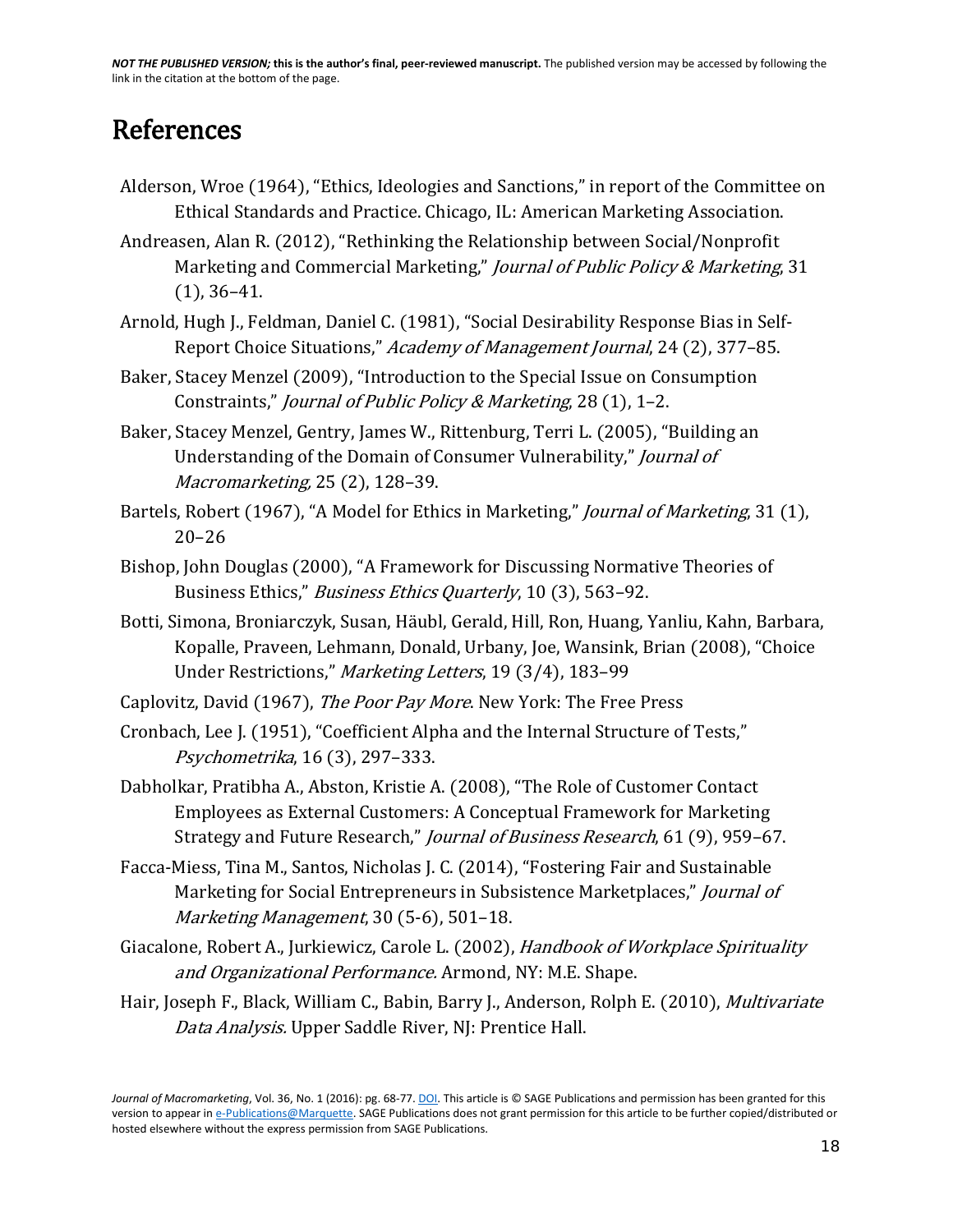# References

Alderson, Wroe (1964), "Ethics, Ideologies and Sanctions," in report of the Committee on Ethical Standards and Practice. Chicago, IL: American Marketing Association.

Andreasen, Alan R. (2012), "Rethinking the Relationship between Social/Nonprofit Marketing and Commercial Marketing," *Journal of Public Policy & Marketing*, 31 (1), 36–41.

Arnold, Hugh J., Feldman, Daniel C. (1981), "Social Desirability Response Bias in Self-Report Choice Situations," *Academy of Management Journal*, 24 (2), 377–85.

Baker, Stacey Menzel (2009), "Introduction to the Special Issue on Consumption Constraints," *Journal of Public Policy & Marketing*, 28 (1), 1–2.

Baker, Stacey Menzel, Gentry, James W., Rittenburg, Terri L. (2005), "Building an Understanding of the Domain of Consumer Vulnerability," *Journal of Macromarketing*, 25 (2), 128–39.

Bartels, Robert (1967), "A Model for Ethics in Marketing," *Journal of Marketing*, 31 (1), 20–26

Bishop, John Douglas (2000), "A Framework for Discussing Normative Theories of Business Ethics," *Business Ethics Quarterly*, 10 (3), 563–92.

Botti, Simona, Broniarczyk, Susan, Häubl, Gerald, Hill, Ron, Huang, Yanliu, Kahn, Barbara, Kopalle, Praveen, Lehmann, Donald, Urbany, Joe, Wansink, Brian (2008), "Choice Under Restrictions," *Marketing Letters*, 19 (3/4), 183–99

Caplovitz, David (1967), *The Poor Pay More*. New York: The Free Press

Cronbach, Lee J. (1951), "Coefficient Alpha and the Internal Structure of Tests," *Psychometrika*, 16 (3), 297–333.

Dabholkar, Pratibha A., Abston, Kristie A. (2008), "The Role of Customer Contact Employees as External Customers: A Conceptual Framework for Marketing Strategy and Future Research," *Journal of Business Research*, 61 (9), 959–67.

Facca-Miess, Tina M., Santos, Nicholas J. C. (2014), "Fostering Fair and Sustainable Marketing for Social Entrepreneurs in Subsistence Marketplaces," *Journal of Marketing Management*, 30 (5-6), 501–18.

Giacalone, Robert A., Jurkiewicz, Carole L. (2002), *Handbook of Workplace Spirituality and Organizational Performance*. Armond, NY: M.E. Shape.

Hair, Joseph F., Black, William C., Babin, Barry J., Anderson, Rolph E. (2010), *Multivariate Data Analysis*. Upper Saddle River, NJ: Prentice Hall.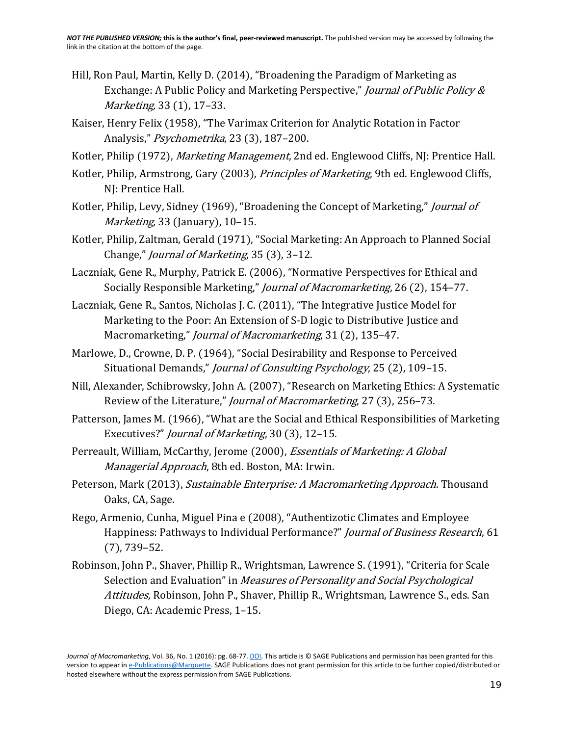Hill, Ron Paul, Martin, Kelly D. (2014), "Broadening the Paradigm of Marketing as Exchange: A Public Policy and Marketing Perspective," *Journal of Public Policy & Marketing,* 33 (1), 17–33.

Kaiser, Henry Felix (1958), "The Varimax Criterion for Analytic Rotation in Factor Analysis," *Psychometrika*, 23 (3), 187–200.

Kotler, Philip (1972), *Marketing Management*, 2nd ed. Englewood Cliffs, NJ: Prentice Hall.

Kotler, Philip, Armstrong, Gary (2003), *Principles of Marketing*, 9th ed. Englewood Cliffs, NJ: Prentice Hall.

Kotler, Philip, Levy, Sidney (1969), "Broadening the Concept of Marketing," *Journal of Marketing,* 33 (January), 10–15.

Kotler, Philip, Zaltman, Gerald (1971), "Social Marketing: An Approach to Planned Social Change," *Journal of Marketing*, 35 (3), 3–12.

Laczniak, Gene R., Murphy, Patrick E. (2006), "Normative Perspectives for Ethical and Socially Responsible Marketing," *Journal of Macromarketing*, 26 (2), 154–77.

Laczniak, Gene R., Santos, Nicholas J. C. (2011), "The Integrative Justice Model for Marketing to the Poor: An Extension of S-D logic to Distributive Justice and Macromarketing," *Journal of Macromarketing*, 31 (2), 135–47.

Marlowe, D., Crowne, D. P. (1964), "Social Desirability and Response to Perceived Situational Demands," *Journal of Consulting Psychology*, 25 (2), 109–15.

Nill, Alexander, Schibrowsky, John A. (2007), "Research on Marketing Ethics: A Systematic Review of the Literature," *Journal of Macromarketing*, 27 (3), 256–73.

Patterson, James M. (1966), "What are the Social and Ethical Responsibilities of Marketing Executives?" *Journal of Marketing*, 30 (3), 12–15.

Perreault, William, McCarthy, Jerome (2000), *Essentials of Marketing: A Global Managerial Approach*, 8th ed. Boston, MA: Irwin.

Peterson, Mark (2013), *Sustainable Enterprise: A Macromarketing Approach*. Thousand Oaks, CA, Sage.

Rego, Armenio, Cunha, Miguel Pina e (2008), "Authentizotic Climates and Employee Happiness: Pathways to Individual Performance?" *Journal of Business Research*, 61 (7), 739–52.

Robinson, John P., Shaver, Phillip R., Wrightsman, Lawrence S. (1991), "Criteria for Scale Selection and Evaluation" in *Measures of Personality and Social Psychological Attitudes,* Robinson, John P., Shaver, Phillip R., Wrightsman, Lawrence S., eds. San Diego, CA: Academic Press, 1–15.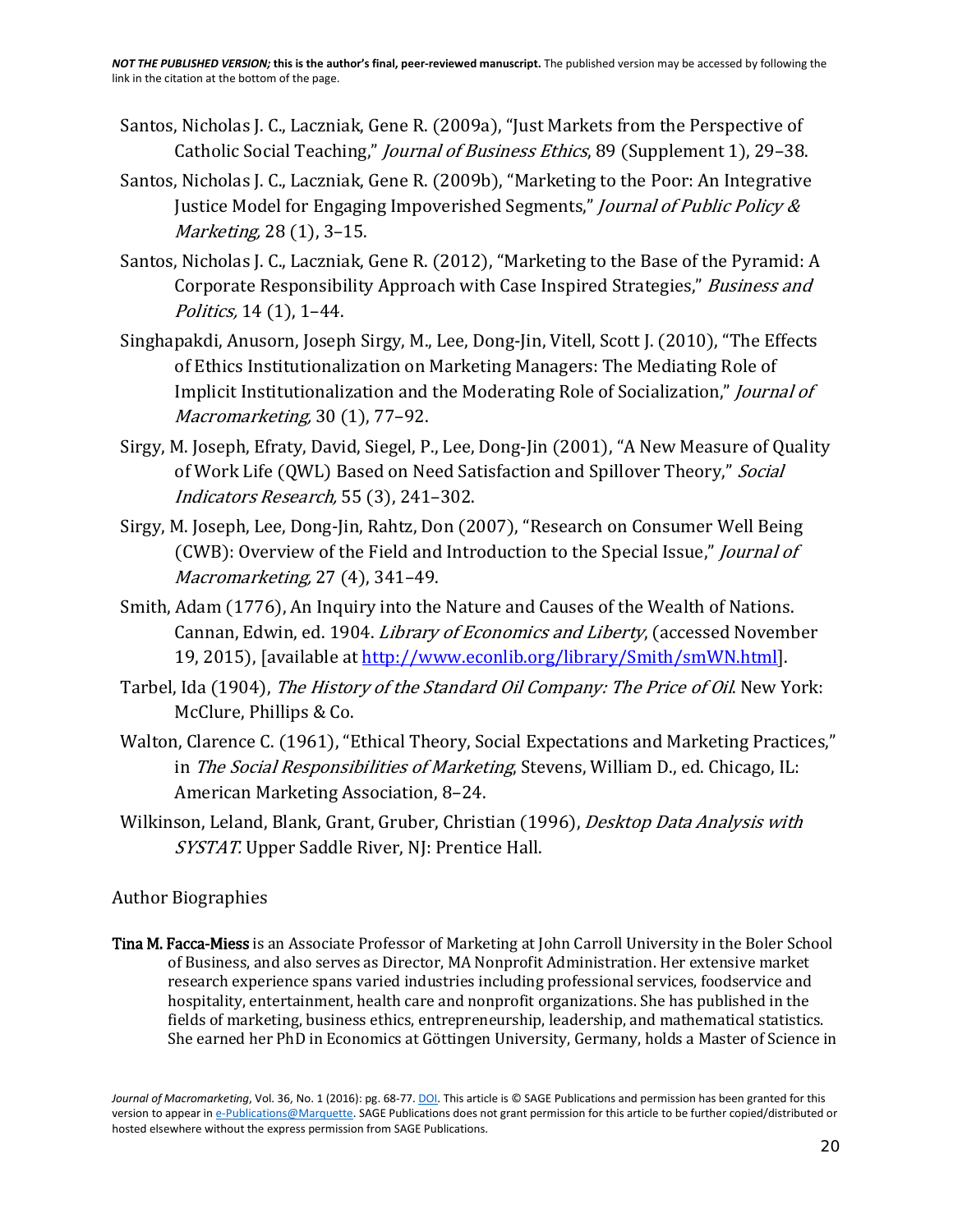Santos, Nicholas J. C., Laczniak, Gene R. (2009a), "Just Markets from the Perspective of Catholic Social Teaching," *Journal of Business Ethics*, 89 (Supplement 1), 29–38.

Santos, Nicholas J. C., Laczniak, Gene R. (2009b), "Marketing to the Poor: An Integrative Justice Model for Engaging Impoverished Segments," *Journal of Public Policy & Marketing,* 28 (1), 3–15.

Santos, Nicholas J. C., Laczniak, Gene R. (2012), "Marketing to the Base of the Pyramid: A Corporate Responsibility Approach with Case Inspired Strategies," *Business and Politics,* 14 (1), 1–44.

Singhapakdi, Anusorn, Joseph Sirgy, M., Lee, Dong-Jin, Vitell, Scott J. (2010), "The Effects of Ethics Institutionalization on Marketing Managers: The Mediating Role of Implicit Institutionalization and the Moderating Role of Socialization," *Journal of Macromarketing,* 30 (1), 77–92.

Sirgy, M. Joseph, Efraty, David, Siegel, P., Lee, Dong-Jin (2001), "A New Measure of Quality of Work Life (QWL) Based on Need Satisfaction and Spillover Theory," *Social Indicators Research,* 55 (3), 241–302.

Sirgy, M. Joseph, Lee, Dong-Jin, Rahtz, Don (2007), "Research on Consumer Well Being (CWB): Overview of the Field and Introduction to the Special Issue," *Journal of Macromarketing,* 27 (4), 341–49.

Smith, Adam (1776), An Inquiry into the Nature and Causes of the Wealth of Nations. Cannan, Edwin, ed. 1904. *Library of Economics and Liberty*, (accessed November 19, 2015), [available at http://www.econlib.org/library/Smith/smWN.html].

Tarbel, Ida (1904), *The History of the Standard Oil Company: The Price of Oil*. New York: McClure, Phillips & Co.

Walton, Clarence C. (1961), "Ethical Theory, Social Expectations and Marketing Practices," in *The Social Responsibilities of Marketing*, Stevens, William D., ed. Chicago, IL: American Marketing Association, 8–24.

Wilkinson, Leland, Blank, Grant, Gruber, Christian (1996), *Desktop Data Analysis with SYSTAT.* Upper Saddle River, NJ: Prentice Hall.

## Author Biographies

**Tina M. Facca-Miess** is an Associate Professor of Marketing at John Carroll University in the Boler School of Business, and also serves as Director, MA Nonprofit Administration. Her extensive market research experience spans varied industries including professional services, foodservice and hospitality, entertainment, health care and nonprofit organizations. She has published in the fields of marketing, business ethics, entrepreneurship, leadership, and mathematical statistics. She earned her PhD in Economics at Göttingen University, Germany, holds a Master of Science in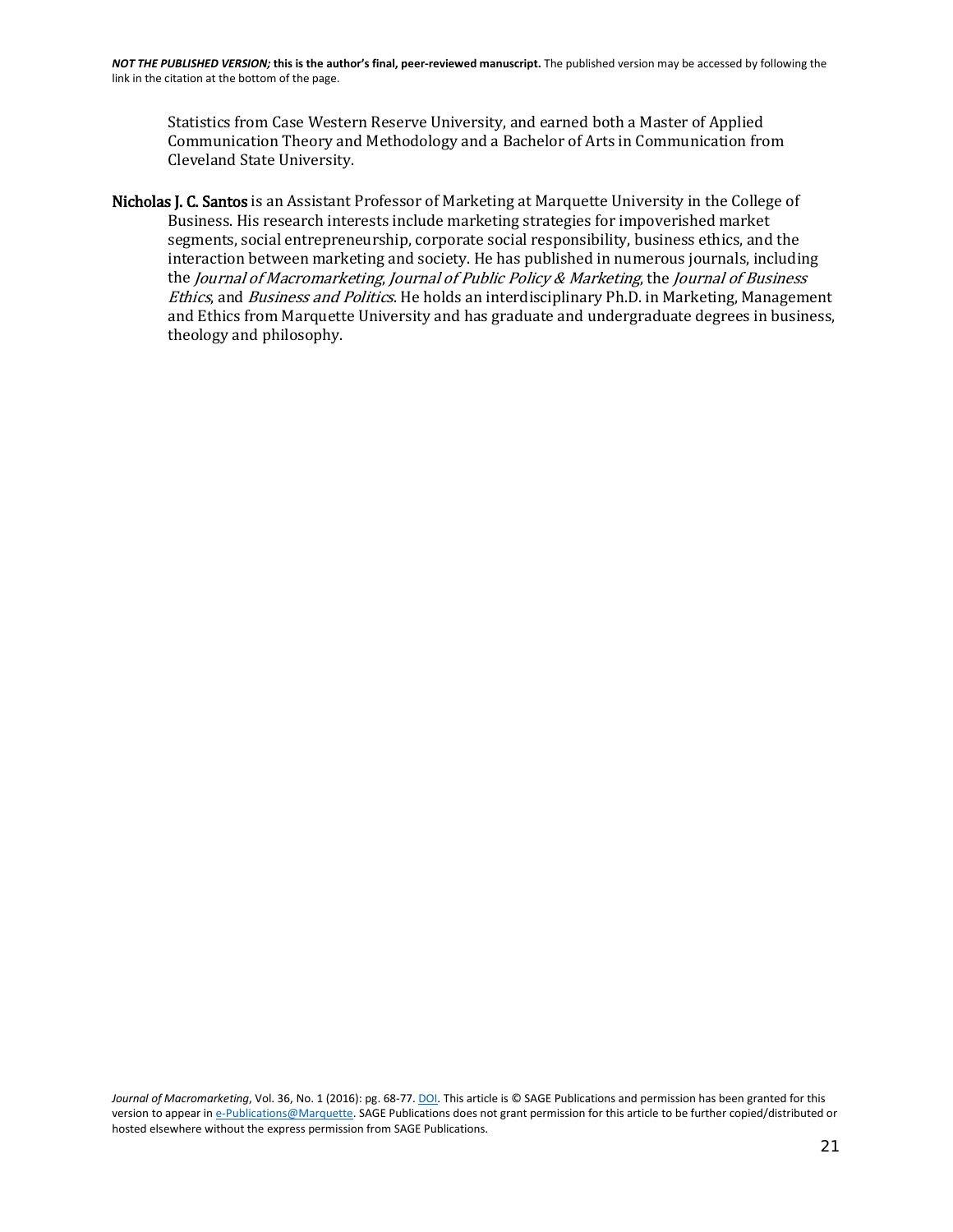Statistics from Case Western Reserve University, and earned both a Master of Applied Communication Theory and Methodology and a Bachelor of Arts in Communication from Cleveland State University.

**Nicholas J. C. Santos** is an Assistant Professor of Marketing at Marquette University in the College of Business. His research interests include marketing strategies for impoverished market segments, social entrepreneurship, corporate social responsibility, business ethics, and the interaction between marketing and society. He has published in numerous journals, including the *Journal of Macromarketing*, *Journal of Public Policy & Marketing*, the *Journal of Business Ethics*, and *Business and Politics*. He holds an interdisciplinary Ph.D. in Marketing, Management and Ethics from Marquette University and has graduate and undergraduate degrees in business, theology and philosophy.